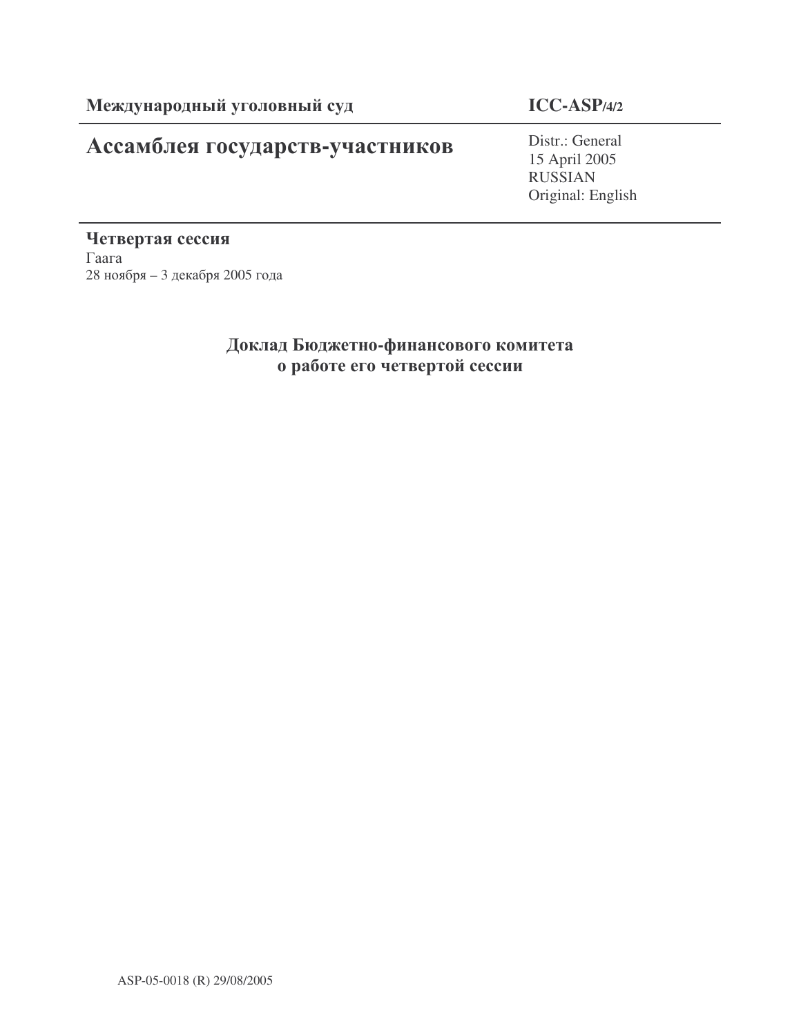**Международный уголовный суд** **ICC-ASP/4/2**

# Ассамблея государств-участников

Distr.: General
15 April 2005
RUSSIAN
Original: English

**Четвертая сессия**
Гаага
28 ноября – 3 декабря 2005 года

## Доклад Бюджетно-финансового комитета о работе его четвертой сессии

ASP-05-0018 (R) 29/08/2005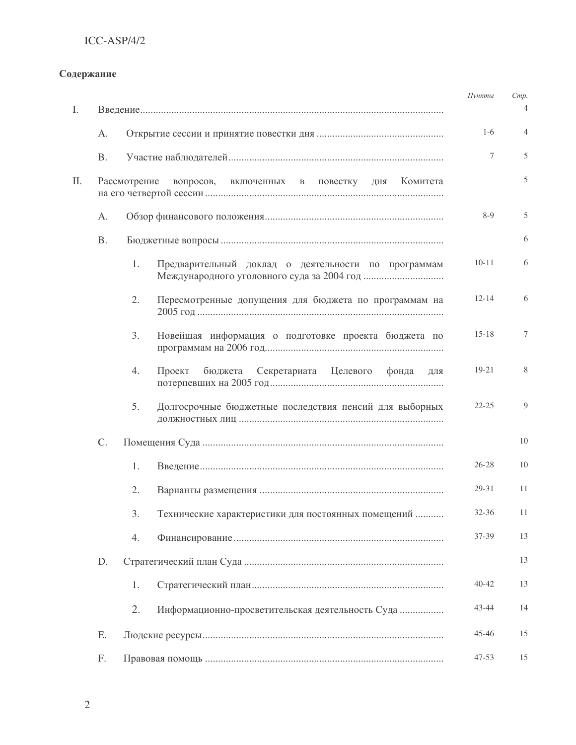## Содержание

| | | | | *Пункты* | *Стр.* |
|---|---|---|---|---|---|
| I. | Введение | | | | 4 |
| | A. | Открытие сессии и принятие повестки дня | | 1-6 | 4 |
| | B. | Участие наблюдателей | | 7 | 5 |
| II. | Рассмотрение вопросов, включенных в повестку дня Комитета на его четвертой сессии | | | | 5 |
| | A. | Обзор финансового положения | | 8-9 | 5 |
| | B. | Бюджетные вопросы | | | 6 |
| | | 1. | Предварительный доклад о деятельности по программам Международного уголовного суда за 2004 год | 10-11 | 6 |
| | | 2. | Пересмотренные допущения для бюджета по программам на 2005 год | 12-14 | 6 |
| | | 3. | Новейшая информация о подготовке проекта бюджета по программам на 2006 год | 15-18 | 7 |
| | | 4. | Проект бюджета Секретариата Целевого фонда для потерпевших на 2005 год | 19-21 | 8 |
| | | 5. | Долгосрочные бюджетные последствия пенсий для выборных должностных лиц | 22-25 | 9 |
| | C. | Помещения Суда | | | 10 |
| | | 1. | Введение | 26-28 | 10 |
| | | 2. | Варианты размещения | 29-31 | 11 |
| | | 3. | Технические характеристики для постоянных помещений | 32-36 | 11 |
| | | 4. | Финансирование | 37-39 | 13 |
| | D. | Стратегический план Суда | | | 13 |
| | | 1. | Стратегический план | 40-42 | 13 |
| | | 2. | Информационно-просветительская деятельность Суда | 43-44 | 14 |
| | E. | Людские ресурсы | | 45-46 | 15 |
| | F. | Правовая помощь | | 47-53 | 15 |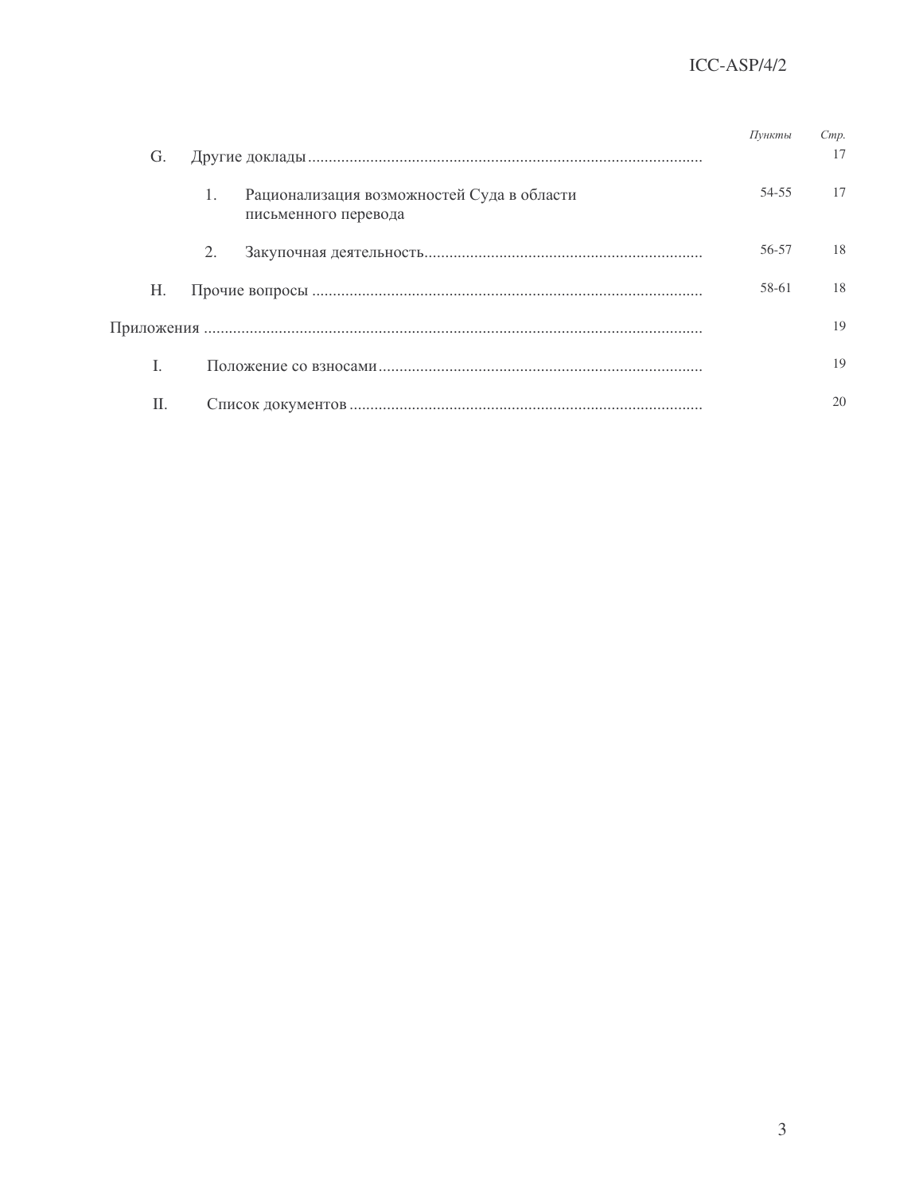| | | Пункты | Стр. |
|---|---|---|---|
| G. | Другие доклады | | 17 |
| | 1. Рационализация возможностей Суда в области письменного перевода | 54-55 | 17 |
| | 2. Закупочная деятельность | 56-57 | 18 |
| H. | Прочие вопросы | 58-61 | 18 |
| Приложения | | | 19 |
| I. | Положение со взносами | | 19 |
| II. | Список документов | | 20 |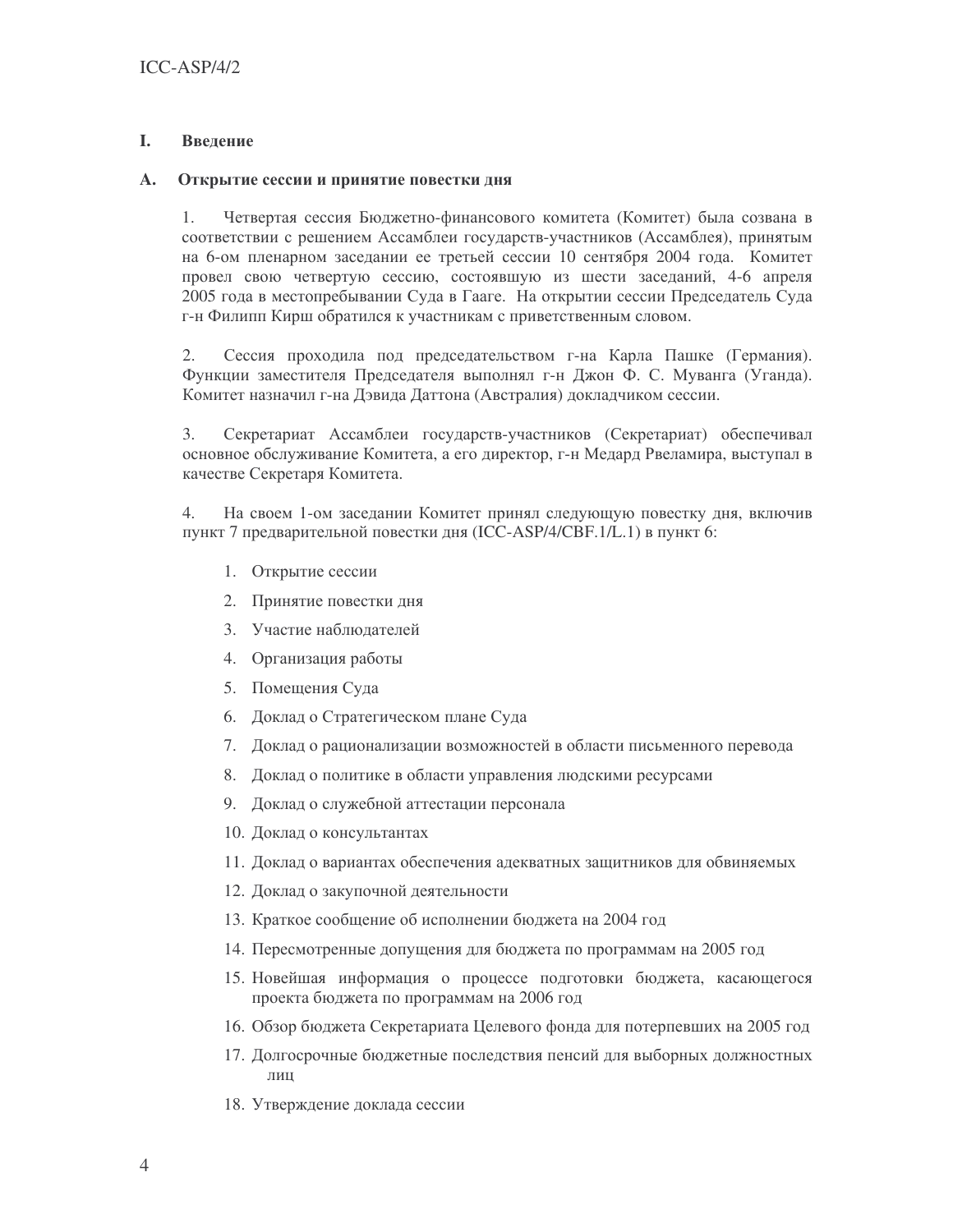# I. Введение

## A. Открытие сессии и принятие повестки дня

1. Четвертая сессия Бюджетно-финансового комитета (Комитет) была созвана в соответствии с решением Ассамблеи государств-участников (Ассамблея), принятым на 6-ом пленарном заседании ее третьей сессии 10 сентября 2004 года. Комитет провел свою четвертую сессию, состоявшую из шести заседаний, 4-6 апреля 2005 года в местопребывании Суда в Гааге. На открытии сессии Председатель Суда г-н Филипп Кирш обратился к участникам с приветственным словом.

2. Сессия проходила под председательством г-на Карла Пашке (Германия). Функции заместителя Председателя выполнял г-н Джон Ф. С. Муванга (Уганда). Комитет назначил г-на Дэвида Даттона (Австралия) докладчиком сессии.

3. Секретариат Ассамблеи государств-участников (Секретариат) обеспечивал основное обслуживание Комитета, а его директор, г-н Медард Рвеламира, выступал в качестве Секретаря Комитета.

4. На своем 1-ом заседании Комитет принял следующую повестку дня, включив пункт 7 предварительной повестки дня (ICC-ASP/4/CBF.1/L.1) в пункт 6:

1. Открытие сессии
2. Принятие повестки дня
3. Участие наблюдателей
4. Организация работы
5. Помещения Суда
6. Доклад о Стратегическом плане Суда
7. Доклад о рационализации возможностей в области письменного перевода
8. Доклад о политике в области управления людскими ресурсами
9. Доклад о служебной аттестации персонала
10. Доклад о консультантах
11. Доклад о вариантах обеспечения адекватных защитников для обвиняемых
12. Доклад о закупочной деятельности
13. Краткое сообщение об исполнении бюджета на 2004 год
14. Пересмотренные допущения для бюджета по программам на 2005 год
15. Новейшая информация о процессе подготовки бюджета, касающегося проекта бюджета по программам на 2006 год
16. Обзор бюджета Секретариата Целевого фонда для потерпевших на 2005 год
17. Долгосрочные бюджетные последствия пенсий для выборных должностных лиц
18. Утверждение доклада сессии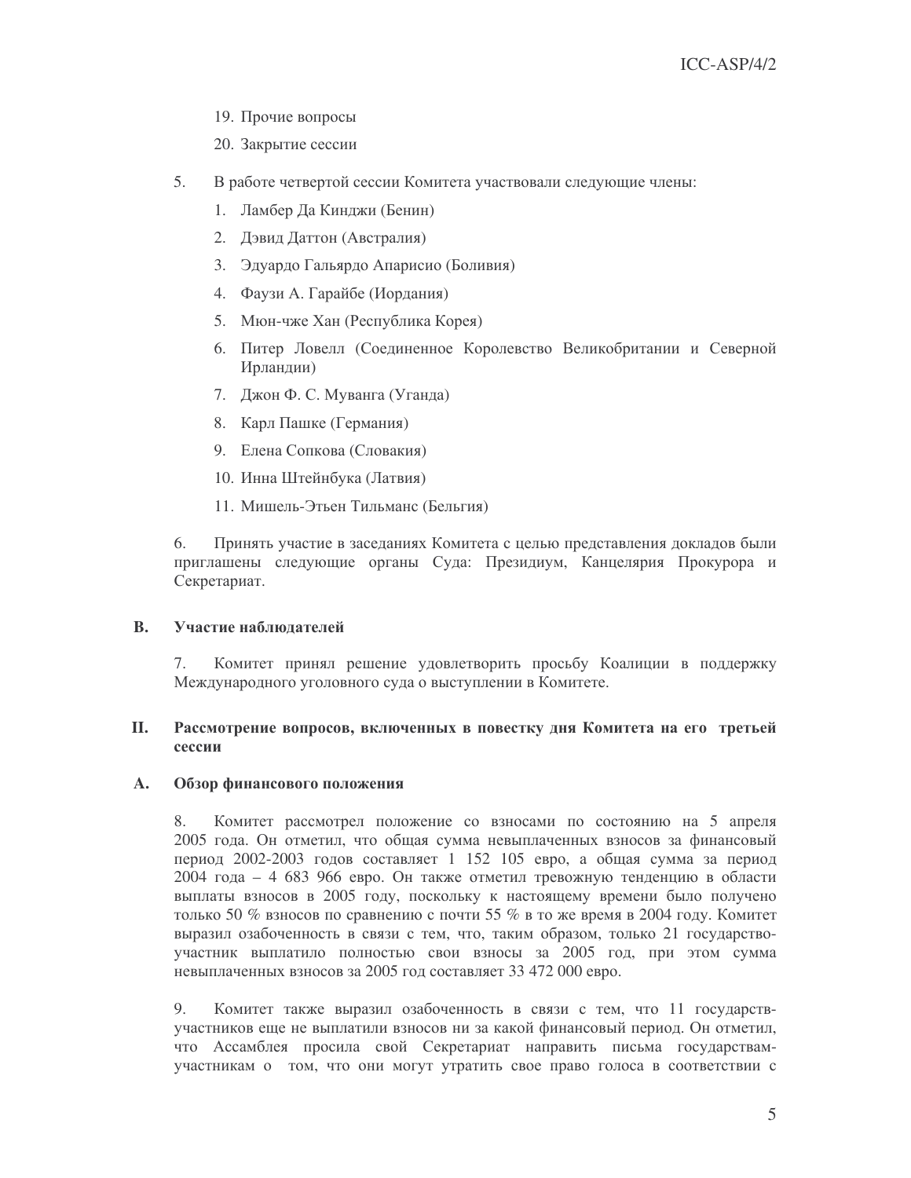19. Прочие вопросы

20. Закрытие сессии

5. В работе четвертой сессии Комитета участвовали следующие члены:

1. Ламбер Да Кинджи (Бенин)
2. Дэвид Даттон (Австралия)
3. Эдуардо Гальярдо Апарисио (Боливия)
4. Фаузи А. Гарайбе (Иордания)
5. Мюн-чже Хан (Республика Корея)
6. Питер Ловелл (Соединенное Королевство Великобритании и Северной Ирландии)
7. Джон Ф. С. Муванга (Уганда)
8. Карл Пашке (Германия)
9. Елена Сопкова (Словакия)
10. Инна Штейнбука (Латвия)
11. Мишель-Этьен Тильманс (Бельгия)

6. Принять участие в заседаниях Комитета с целью представления докладов были приглашены следующие органы Суда: Президиум, Канцелярия Прокурора и Секретариат.

### B. Участие наблюдателей

7. Комитет принял решение удовлетворить просьбу Коалиции в поддержку Международного уголовного суда о выступлении в Комитете.

## II. Рассмотрение вопросов, включенных в повестку дня Комитета на его третьей сессии

### A. Обзор финансового положения

8. Комитет рассмотрел положение со взносами по состоянию на 5 апреля 2005 года. Он отметил, что общая сумма невыплаченных взносов за финансовый период 2002-2003 годов составляет 1 152 105 евро, а общая сумма за период 2004 года – 4 683 966 евро. Он также отметил тревожную тенденцию в области выплаты взносов в 2005 году, поскольку к настоящему времени было получено только 50 % взносов по сравнению с почти 55 % в то же время в 2004 году. Комитет выразил озабоченность в связи с тем, что, таким образом, только 21 государство-участник выплатило полностью свои взносы за 2005 год, при этом сумма невыплаченных взносов за 2005 год составляет 33 472 000 евро.

9. Комитет также выразил озабоченность в связи с тем, что 11 государств-участников еще не выплатили взносов ни за какой финансовый период. Он отметил, что Ассамблея просила свой Секретариат направить письма государствам-участникам о том, что они могут утратить свое право голоса в соответствии с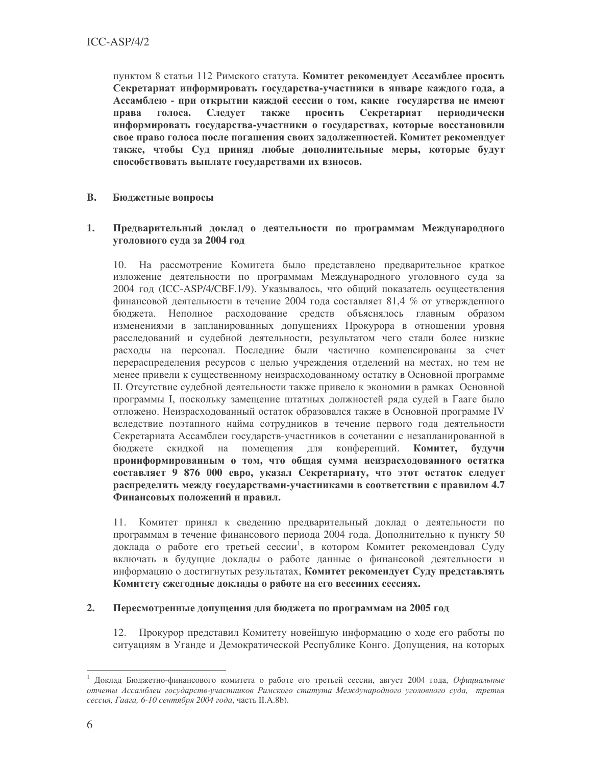пунктом 8 статьи 112 Римского статута. **Комитет рекомендует Ассамблее просить Секретариат информировать государства-участники в январе каждого года, а Ассамблею - при открытии каждой сессии о том, какие государства не имеют права голоса. Следует также просить Секретариат периодически информировать государства-участники о государствах, которые восстановили свое право голоса после погашения своих задолженностей. Комитет рекомендует также, чтобы Суд приняд любые дополнительные меры, которые будут способствовать выплате государствами их взносов.**

## B. Бюджетные вопросы

### 1. Предварительный доклад о деятельности по программам Международного уголовного суда за 2004 год

10. На рассмотрение Комитета было представлено предварительное краткое изложение деятельности по программам Международного уголовного суда за 2004 год (ICC-ASP/4/CBF.1/9). Указывалось, что общий показатель осуществления финансовой деятельности в течение 2004 года составляет 81,4 % от утвержденного бюджета. Неполное расходование средств объяснялось главным образом изменениями в запланированных допущениях Прокурора в отношении уровня расследований и судебной деятельности, результатом чего стали более низкие расходы на персонал. Последние были частично компенсированы за счет перераспределения ресурсов с целью учреждения отделений на местах, но тем не менее привели к существенному неизрасходованному остатку в Основной программе II. Отсутствие судебной деятельности также привело к экономии в рамках Основной программы I, поскольку замещение штатных должностей ряда судей в Гааге было отложено. Неизрасходованный остаток образовался также в Основной программе IV вследствие поэтапного найма сотрудников в течение первого года деятельности Секретариата Ассамблеи государств-участников в сочетании с незапланированной в бюджете скидкой на помещения для конференций. **Комитет, будучи проинформированным о том, что общая сумма неизрасходованного остатка составляет 9 876 000 евро, указал Секретариату, что этот остаток следует распределить между государствами-участниками в соответствии с правилом 4.7 Финансовых положений и правил.**

11. Комитет принял к сведению предварительный доклад о деятельности по программам в течение финансового периода 2004 года. Дополнительно к пункту 50 доклада о работе его третьей сессии[1], в котором Комитет рекомендовал Суду включать в будущие доклады о работе данные о финансовой деятельности и информацию о достигнутых результатах, **Комитет рекомендует Суду представлять Комитету ежегодные доклады о работе на его весенних сессиях.**

### 2. Пересмотренные допущения для бюджета по программам на 2005 год

12. Прокурор представил Комитету новейшую информацию о ходе его работы по ситуациям в Уганде и Демократической Республике Конго. Допущения, на которых

---

[1] Доклад Бюджетно-финансового комитета о работе его третьей сессии, август 2004 года, *Официальные отчеты Ассамблеи государств-участников Римского статута Международного уголовного суда, третья сессия, Гаага, 6-10 сентября 2004 года*, часть II.A.8b).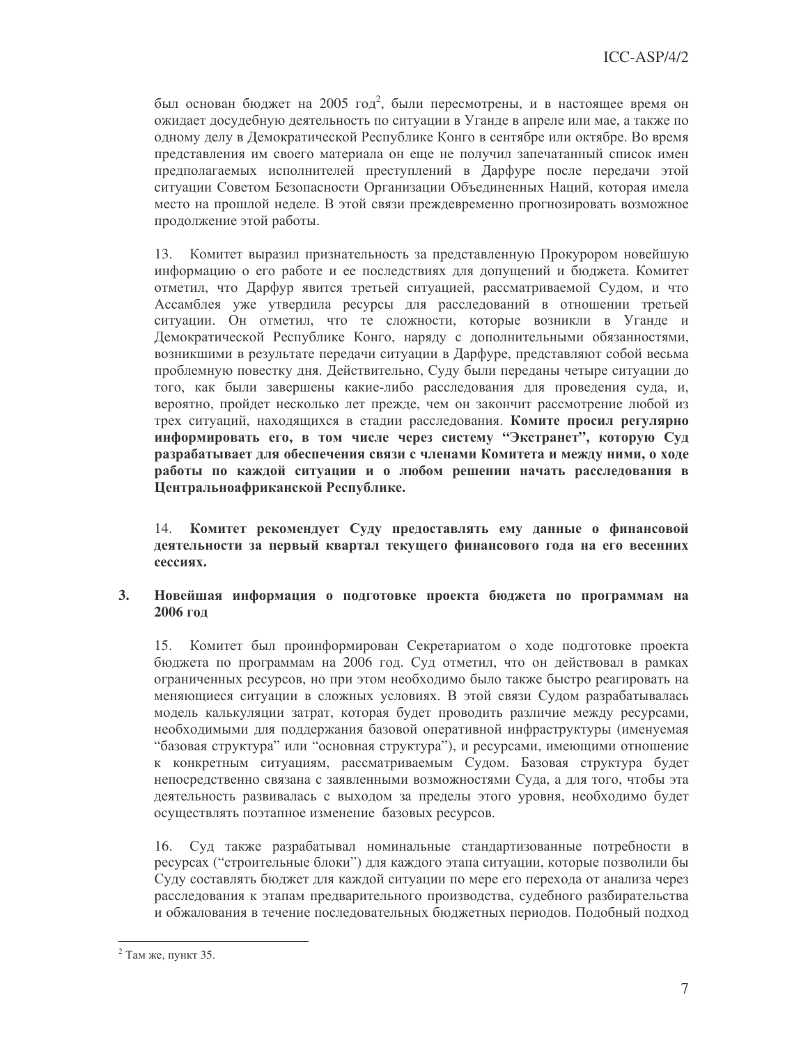был основан бюджет на 2005 год[2], были пересмотрены, и в настоящее время он ожидает досудебную деятельность по ситуации в Уганде в апреле или мае, а также по одному делу в Демократической Республике Конго в сентябре или октябре. Во время представления им своего материала он еще не получил запечатанный список имен предполагаемых исполнителей преступлений в Дарфуре после передачи этой ситуации Советом Безопасности Организации Объединенных Наций, которая имела место на прошлой неделе. В этой связи преждевременно прогнозировать возможное продолжение этой работы.

13. Комитет выразил признательность за представленную Прокурором новейшую информацию о его работе и ее последствиях для допущений и бюджета. Комитет отметил, что Дарфур явится третьей ситуацией, рассматриваемой Судом, и что Ассамблея уже утвердила ресурсы для расследований в отношении третьей ситуации. Он отметил, что те сложности, которые возникли в Уганде и Демократической Республике Конго, наряду с дополнительными обязанностями, возникшими в результате передачи ситуации в Дарфуре, представляют собой весьма проблемную повестку дня. Действительно, Суду были переданы четыре ситуации до того, как были завершены какие-либо расследования для проведения суда, и, вероятно, пройдет несколько лет прежде, чем он закончит рассмотрение любой из трех ситуаций, находящихся в стадии расследования. **Комите просил регулярно информировать его, в том числе через систему "Экстранет", которую Суд разрабатывает для обеспечения связи с членами Комитета и между ними, о ходе работы по каждой ситуации и о любом решении начать расследования в Центральноафриканской Республике.**

14. **Комитет рекомендует Суду предоставлять ему данные о финансовой деятельности за первый квартал текущего финансового года на его весенних сессиях.**

## 3. Новейшая информация о подготовке проекта бюджета по программам на 2006 год

15. Комитет был проинформирован Секретариатом о ходе подготовке проекта бюджета по программам на 2006 год. Суд отметил, что он действовал в рамках ограниченных ресурсов, но при этом необходимо было также быстро реагировать на меняющиеся ситуации в сложных условиях. В этой связи Судом разрабатывалась модель калькуляции затрат, которая будет проводить различие между ресурсами, необходимыми для поддержания базовой оперативной инфраструктуры (именуемая "базовая структура" или "основная структура"), и ресурсами, имеющими отношение к конкретным ситуациям, рассматриваемым Судом. Базовая структура будет непосредственно связана с заявленными возможностями Суда, а для того, чтобы эта деятельность развивалась с выходом за пределы этого уровня, необходимо будет осуществлять поэтапное изменение базовых ресурсов.

16. Суд также разрабатывал номинальные стандартизованные потребности в ресурсах ("строительные блоки") для каждого этапа ситуации, которые позволили бы Суду составлять бюджет для каждой ситуации по мере его перехода от анализа через расследования к этапам предварительного производства, судебного разбирательства и обжалования в течение последовательных бюджетных периодов. Подобный подход

[2] Там же, пункт 35.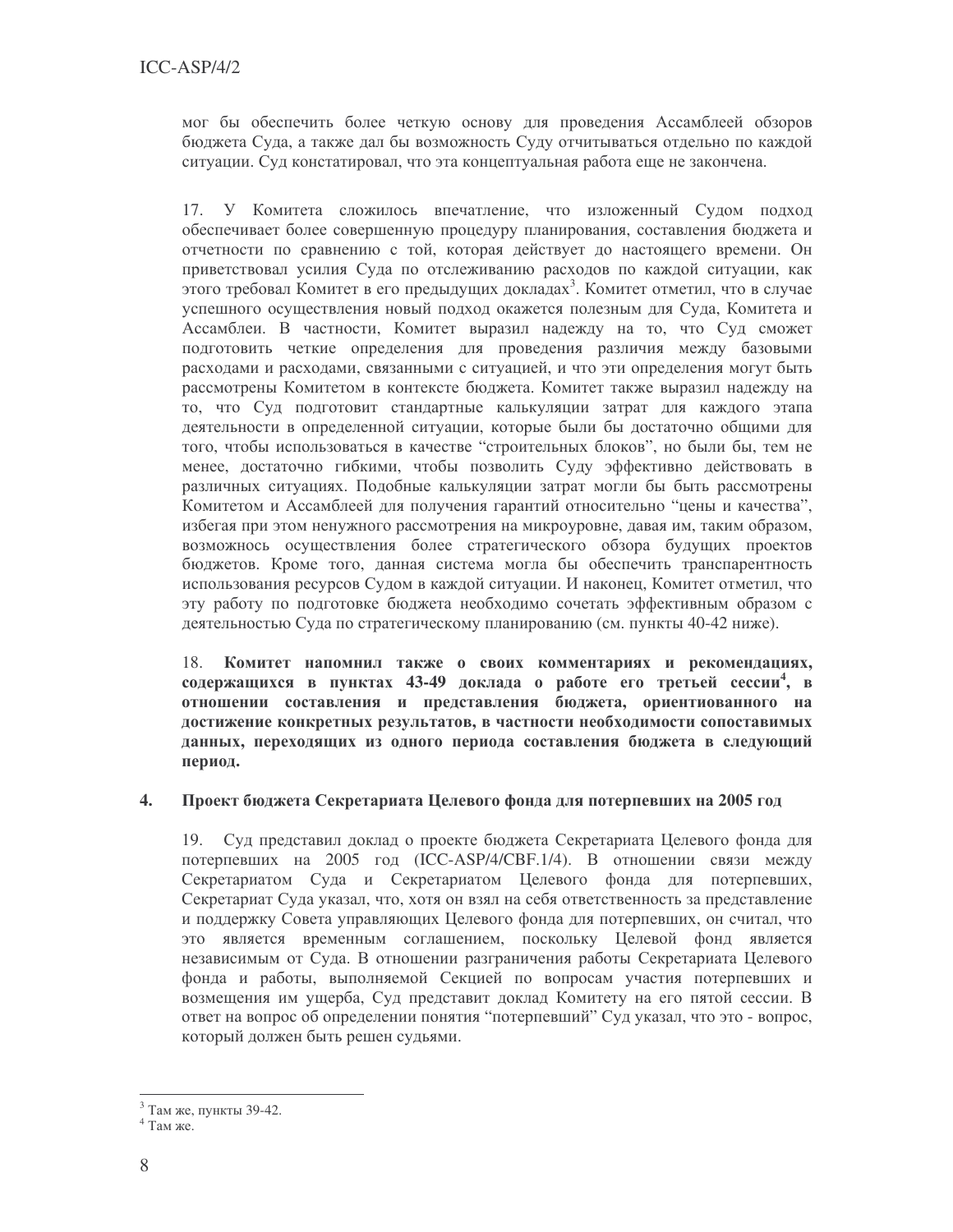могла бы обеспечить более четкую основу для проведения Ассамблеей обзоров бюджета Суда, а также дал бы возможность Суду отчитываться отдельно по каждой ситуации. Суд констатировал, что эта концептуальная работа еще не закончена.

17. У Комитета сложилось впечатление, что изложенный Судом подход обеспечивает более совершенную процедуру планирования, составления бюджета и отчетности по сравнению с той, которая действует до настоящего времени. Он приветствовал усилия Суда по отслеживанию расходов по каждой ситуации, как этого требовал Комитет в его предыдущих докладах[3]. Комитет отметил, что в случае успешного осуществления новый подход окажется полезным для Суда, Комитета и Ассамблеи. В частности, Комитет выразил надежду на то, что Суд сможет подготовить четкие определения для проведения различия между базовыми расходами и расходами, связанными с ситуацией, и что эти определения могут быть рассмотрены Комитетом в контексте бюджета. Комитет также выразил надежду на то, что Суд подготовит стандартные калькуляции затрат для каждого этапа деятельности в определенной ситуации, которые были бы достаточно общими для того, чтобы использоваться в качестве "строительных блоков", но были бы, тем не менее, достаточно гибкими, чтобы позволить Суду эффективно действовать в различных ситуациях. Подобные калькуляции затрат могли бы быть рассмотрены Комитетом и Ассамблеей для получения гарантий относительно "цены и качества", избегая при этом ненужного рассмотрения на микроуровне, давая им, таким образом, возможность осуществления более стратегического обзора будущих проектов бюджетов. Кроме того, данная система могла бы обеспечить транспарентность использования ресурсов Судом в каждой ситуации. И наконец, Комитет отметил, что эту работу по подготовке бюджета необходимо сочетать эффективным образом с деятельностью Суда по стратегическому планированию (см. пункты 40-42 ниже).

18. **Комитет напомнил также о своих комментариях и рекомендациях, содержащихся в пунктах 43-49 доклада о работе его третьей сессии[4], в отношении составления и представления бюджета, ориентированного на достижение конкретных результатов, в частности необходимости сопоставимых данных, переходящих из одного периода составления бюджета в следующий период.**

## 4. Проект бюджета Секретариата Целевого фонда для потерпевших на 2005 год

19. Суд представил доклад о проекте бюджета Секретариата Целевого фонда для потерпевших на 2005 год (ICC-ASP/4/CBF.1/4). В отношении связи между Секретариатом Суда и Секретариатом Целевого фонда для потерпевших, Секретариат Суда указал, что, хотя он взял на себя ответственность за представление и поддержку Совета управляющих Целевого фонда для потерпевших, он считал, что это является временным соглашением, поскольку Целевой фонд является независимым от Суда. В отношении разграничения работы Секретариата Целевого фонда и работы, выполняемой Секцией по вопросам участия потерпевших и возмещения им ущерба, Суд представит доклад Комитету на его пятой сессии. В ответ на вопрос об определении понятия "потерпевший" Суд указал, что это - вопрос, который должен быть решен судьями.

---

[3] Там же, пункты 39-42.

[4] Там же.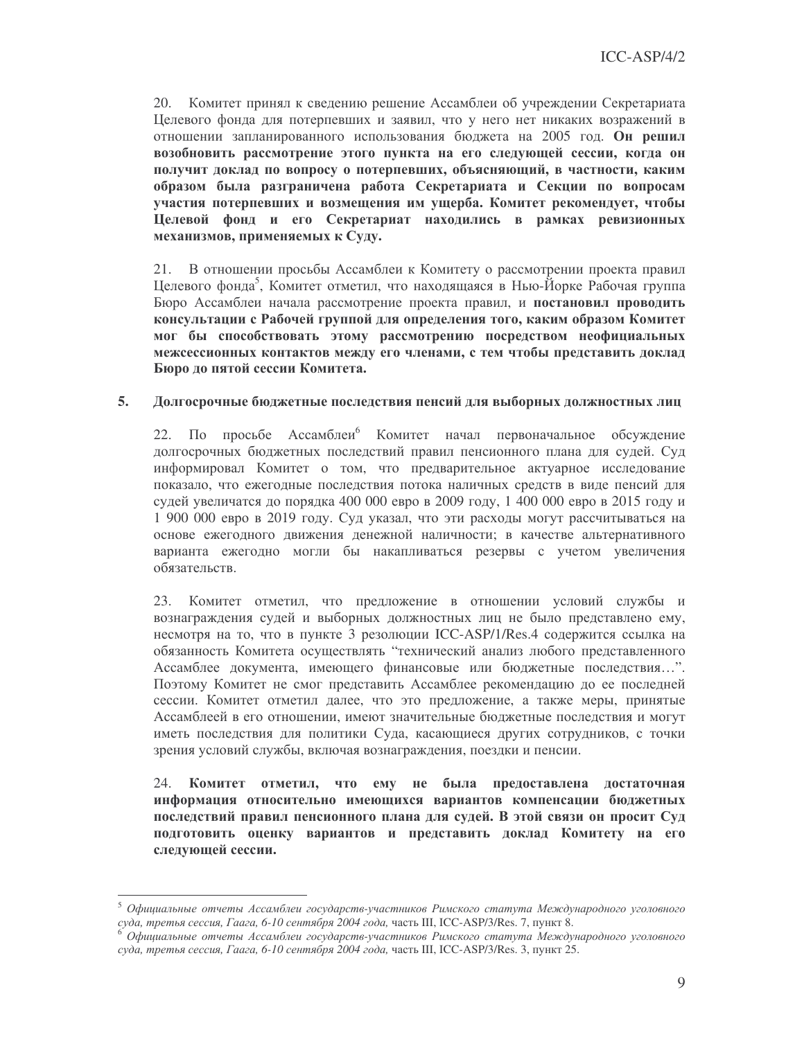20. Комитет принял к сведению решение Ассамблеи об учреждении Секретариата Целевого фонда для потерпевших и заявил, что у него нет никаких возражений в отношении запланированного использования бюджета на 2005 год. **Он решил возобновить рассмотрение этого пункта на его следующей сессии, когда он получит доклад по вопросу о потерпевших, объясняющий, в частности, каким образом была разграничена работа Секретариата и Секции по вопросам участия потерпевших и возмещения им ущерба. Комитет рекомендует, чтобы Целевой фонд и его Секретариат находились в рамках ревизионных механизмов, применяемых к Суду.**

21. В отношении просьбы Ассамблеи к Комитету о рассмотрении проекта правил Целевого фонда[5], Комитет отметил, что находящаяся в Нью-Йорке Рабочая группа Бюро Ассамблеи начала рассмотрение проекта правил, и **постановил проводить консультации с Рабочей группой для определения того, каким образом Комитет мог бы способствовать этому рассмотрению посредством неофициальных межсессионных контактов между его членами, с тем чтобы представить доклад Бюро до пятой сессии Комитета.**

## 5. Долгосрочные бюджетные последствия пенсий для выборных должностных лиц

22. По просьбе Ассамблеи[6] Комитет начал первоначальное обсуждение долгосрочных бюджетных последствий правил пенсионного плана для судей. Суд информировал Комитет о том, что предварительное актуарное исследование показало, что ежегодные последствия потока наличных средств в виде пенсий для судей увеличатся до порядка 400 000 евро в 2009 году, 1 400 000 евро в 2015 году и 1 900 000 евро в 2019 году. Суд указал, что эти расходы могут рассчитываться на основе ежегодного движения денежной наличности; в качестве альтернативного варианта ежегодно могли бы накапливаться резервы с учетом увеличения обязательств.

23. Комитет отметил, что предложение в отношении условий службы и вознаграждения судей и выборных должностных лиц не было представлено ему, несмотря на то, что в пункте 3 резолюции ICC-ASP/1/Res.4 содержится ссылка на обязанность Комитета осуществлять "технический анализ любого представленного Ассамблее документа, имеющего финансовые или бюджетные последствия…". Поэтому Комитет не смог представить Ассамблее рекомендацию до ее последней сессии. Комитет отметил далее, что это предложение, а также меры, принятые Ассамблеей в его отношении, имеют значительные бюджетные последствия и могут иметь последствия для политики Суда, касающиеся других сотрудников, с точки зрения условий службы, включая вознаграждения, поездки и пенсии.

24. **Комитет отметил, что ему не была предоставлена достаточная информация относительно имеющихся вариантов компенсации бюджетных последствий правил пенсионного плана для судей. В этой связи он просит Суд подготовить оценку вариантов и представить доклад Комитету на его следующей сессии.**

---

[5] *Официальные отчеты Ассамблеи государств-участников Римского статута Международного уголовного суда, третья сессия, Гаага, 6-10 сентября 2004 года,* часть III, ICC-ASP/3/Res. 7, пункт 8.

[6] *Официальные отчеты Ассамблеи государств-участников Римского статута Международного уголовного суда, третья сессия, Гаага, 6-10 сентября 2004 года,* часть III, ICC-ASP/3/Res. 3, пункт 25.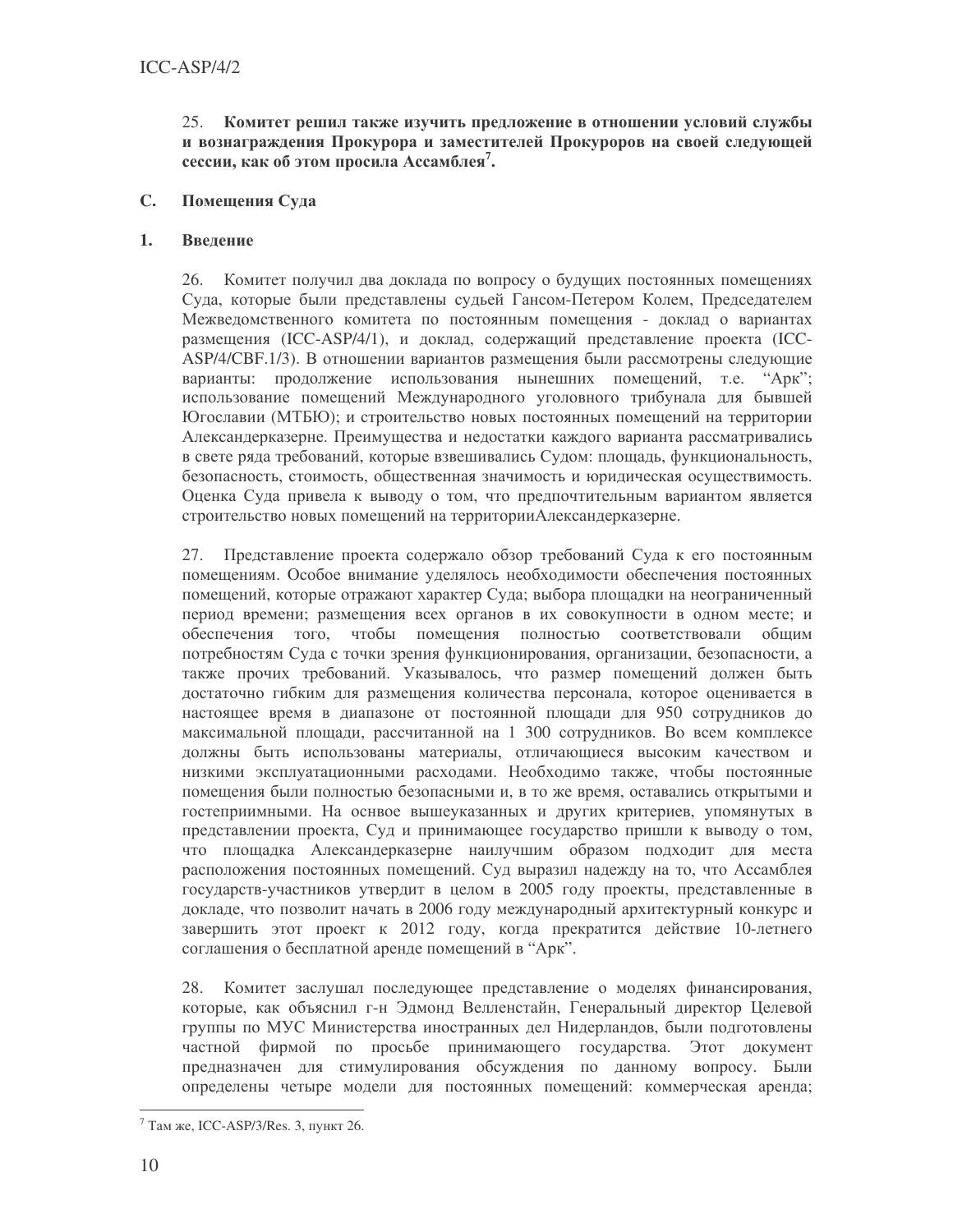25. **Комитет решил также изучить предложение в отношении условий службы и вознаграждения Прокурора и заместителей Прокуроров на своей следующей сессии, как об этом просила Ассамблея[7].**

## C. Помещения Суда

### 1. Введение

26. Комитет получил два доклада по вопросу о будущих постоянных помещениях Суда, которые были представлены судьей Гансом-Петером Колем, Председателем Межведомственного комитета по постоянным помещения - доклад о вариантах размещения (ICC-ASP/4/1), и доклад, содержащий представление проекта (ICC-ASP/4/CBF.1/3). В отношении вариантов размещения были рассмотрены следующие варианты: продолжение использования нынешних помещений, т.е. "Арк"; использование помещений Международного уголовного трибунала для бывшей Югославии (МТБЮ); и строительство новых постоянных помещений на территории Александерказерне. Преимущества и недостатки каждого варианта рассматривались в свете ряда требований, которые взвешивались Судом: площадь, функциональность, безопасность, стоимость, общественная значимость и юридическая осуществимость. Оценка Суда привела к выводу о том, что предпочтительным вариантом является строительство новых помещений на территорииАлександерказерне.

27. Представление проекта содержало обзор требований Суда к его постоянным помещениям. Особое внимание уделялось необходимости обеспечения постоянных помещений, которые отражают характер Суда; выбора площадки на неограниченный период времени; размещения всех органов в их совокупности в одном месте; и обеспечения того, чтобы помещения полностью соответствовали общим потребностям Суда с точки зрения функционирования, организации, безопасности, а также прочих требований. Указывалось, что размер помещений должен быть достаточно гибким для размещения количества персонала, которое оценивается в настоящее время в диапазоне от постоянной площади для 950 сотрудников до максимальной площади, рассчитанной на 1 300 сотрудников. Во всем комплексе должны быть использованы материалы, отличающиеся высоким качеством и низкими эксплуатационными расходами. Необходимо также, чтобы постоянные помещения были полностью безопасными и, в то же время, оставались открытыми и гостеприимными. На основе вышеуказанных и других критериев, упомянутых в представлении проекта, Суд и принимающее государство пришли к выводу о том, что площадка Александерказерне наилучшим образом подходит для места расположения постоянных помещений. Суд выразил надежду на то, что Ассамблея государств-участников утвердит в целом в 2005 году проекты, представленные в докладе, что позволит начать в 2006 году международный архитектурный конкурс и завершить этот проект к 2012 году, когда прекратится действие 10-летнего соглашения о бесплатной аренде помещений в "Арк".

28. Комитет заслушал последующее представление о моделях финансирования, которые, как объяснил г-н Эдмонд Велленстайн, Генеральный директор Целевой группы по МУС Министерства иностранных дел Нидерландов, были подготовлены частной фирмой по просьбе принимающего государства. Этот документ предназначен для стимулирования обсуждения по данному вопросу. Были определены четыре модели для постоянных помещений: коммерческая аренда;

---

[7] Там же, ICC-ASP/3/Res. 3, пункт 26.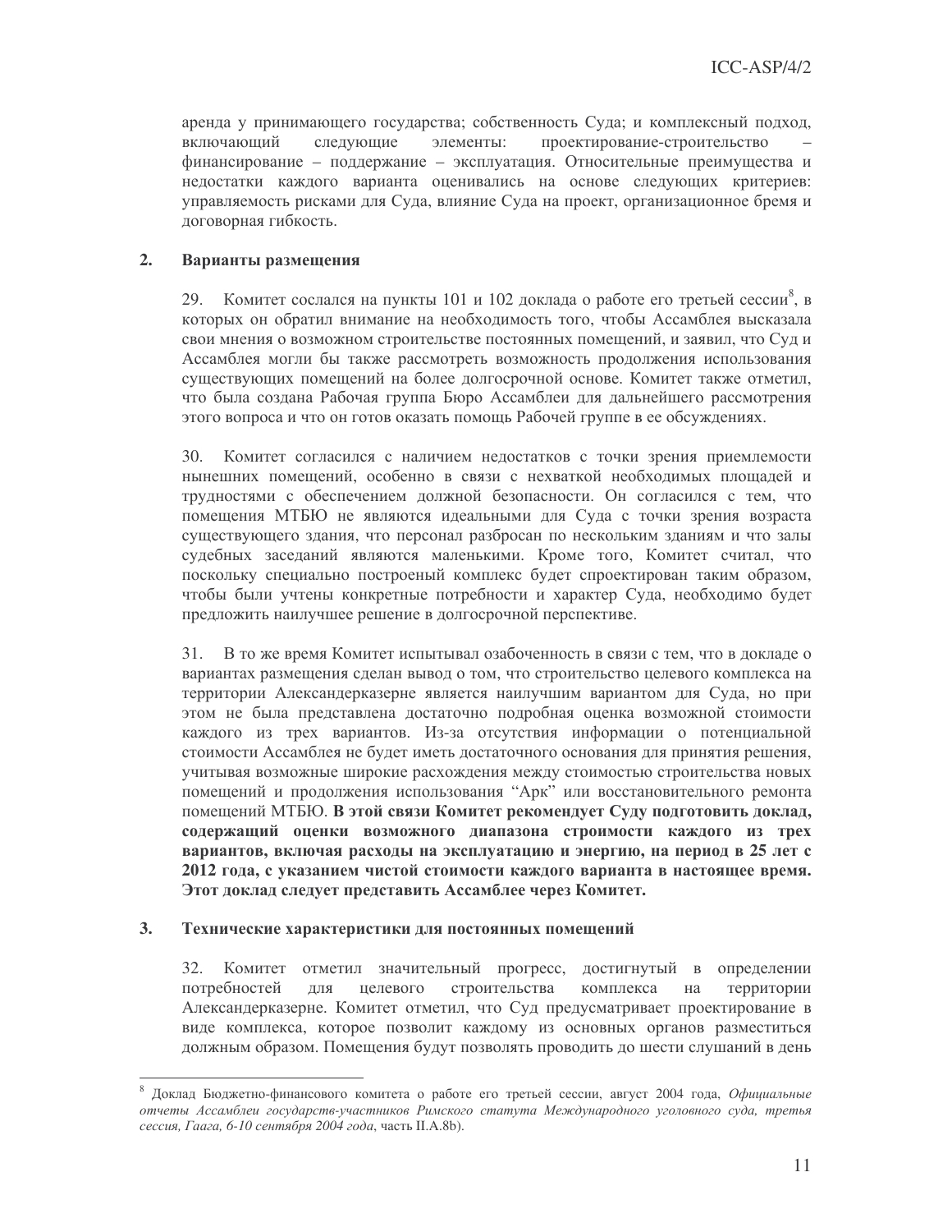аренда у принимающего государства; собственность Суда; и комплексный подход, включающий следующие элементы: проектирование-строительство – финансирование – поддержание – эксплуатация. Относительные преимущества и недостатки каждого варианта оценивались на основе следующих критериев: управляемость рисками для Суда, влияние Суда на проект, организационное бремя и договорная гибкость.

## 2. Варианты размещения

29. Комитет сослался на пункты 101 и 102 доклада о работе его третьей сессии[8], в которых он обратил внимание на необходимость того, чтобы Ассамблея высказала свои мнения о возможном строительстве постоянных помещений, и заявил, что Суд и Ассамблея могли бы также рассмотреть возможность продолжения использования существующих помещений на более долгосрочной основе. Комитет также отметил, что была создана Рабочая группа Бюро Ассамблеи для дальнейшего рассмотрения этого вопроса и что он готов оказать помощь Рабочей группе в ее обсуждениях.

30. Комитет согласился с наличием недостатков с точки зрения приемлемости нынешних помещений, особенно в связи с нехваткой необходимых площадей и трудностями с обеспечением должной безопасности. Он согласился с тем, что помещения МТБЮ не являются идеальными для Суда с точки зрения возраста существующего здания, что персонал разбросан по нескольким зданиям и что залы судебных заседаний являются маленькими. Кроме того, Комитет считал, что поскольку специально построеный комплекс будет спроектирован таким образом, чтобы были учтены конкретные потребности и характер Суда, необходимо будет предложить наилучшее решение в долгосрочной перспективе.

31. В то же время Комитет испытывал озабоченность в связи с тем, что в докладе о вариантах размещения сделан вывод о том, что строительство целевого комплекса на территории Александерказерне является наилучшим вариантом для Суда, но при этом не была представлена достаточно подробная оценка возможной стоимости каждого из трех вариантов. Из-за отсутствия информации о потенциальной стоимости Ассамблея не будет иметь достаточного основания для принятия решения, учитывая возможные широкие расхождения между стоимостью строительства новых помещений и продолжения использования "Арк" или восстановительного ремонта помещений МТБЮ. **В этой связи Комитет рекомендует Суду подготовить доклад, содержащий оценки возможного диапазона стоимости каждого из трех вариантов, включая расходы на эксплуатацию и энергию, на период в 25 лет с 2012 года, с указанием чистой стоимости каждого варианта в настоящее время. Этот доклад следует представить Ассамблее через Комитет.**

## 3. Технические характеристики для постоянных помещений

32. Комитет отметил значительный прогресс, достигнутый в определении потребностей для целевого строительства комплекса на территории Александерказерне. Комитет отметил, что Суд предусматривает проектирование в виде комплекса, которое позволит каждому из основных органов разместиться должным образом. Помещения будут позволять проводить до шести слушаний в день

---

[8] Доклад Бюджетно-финансового комитета о работе его третьей сессии, август 2004 года, *Официальные отчеты Ассамблеи государств-участников Римского статута Международного уголовного суда, третья сессия, Гаага, 6-10 сентября 2004 года*, часть II.A.8b).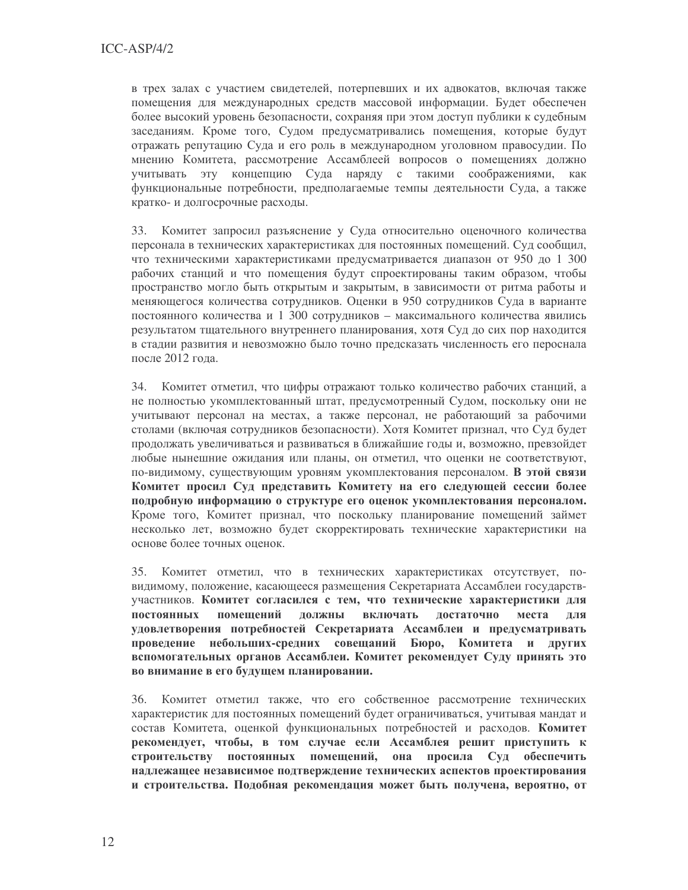в трех залах с участием свидетелей, потерпевших и их адвокатов, включая также помещения для международных средств массовой информации. Будет обеспечен более высокий уровень безопасности, сохраняя при этом доступ публики к судебным заседаниям. Кроме того, Судом предусматривались помещения, которые будут отражать репутацию Суда и его роль в международном уголовном правосудии. По мнению Комитета, рассмотрение Ассамблеей вопросов о помещениях должно учитывать эту концепцию Суда наряду с такими соображениями, как функциональные потребности, предполагаемые темпы деятельности Суда, а также кратко- и долгосрочные расходы.

33. Комитет запросил разъяснение у Суда относительно оценочного количества персонала в технических характеристиках для постоянных помещений. Суд сообщил, что техническими характеристиками предусматривается диапазон от 950 до 1 300 рабочих станций и что помещения будут спроектированы таким образом, чтобы пространство могло быть открытым и закрытым, в зависимости от ритма работы и меняющегося количества сотрудников. Оценки в 950 сотрудников Суда в варианте постоянного количества и 1 300 сотрудников – максимального количества явились результатом тщательного внутреннего планирования, хотя Суд до сих пор находится в стадии развития и невозможно было точно предсказать численность его пероснала после 2012 года.

34. Комитет отметил, что цифры отражают только количество рабочих станций, а не полностью укомплектованный штат, предусмотренный Судом, поскольку они не учитывают персонал на местах, а также персонал, не работающий за рабочими столами (включая сотрудников безопасности). Хотя Комитет признал, что Суд будет продолжать увеличиваться и развиваться в ближайшие годы и, возможно, превзойдет любые нынешние ожидания или планы, он отметил, что оценки не соответствуют, по-видимому, существующим уровням укомплектования персоналом. **В этой связи Комитет просил Суд представить Комитету на его следующей сессии более подробную информацию о структуре его оценок укомплектования персоналом.** Кроме того, Комитет признал, что поскольку планирование помещений займет несколько лет, возможно будет скорректировать технические характеристики на основе более точных оценок.

35. Комитет отметил, что в технических характеристиках отсутствует, по-видимому, положение, касающееся размещения Секретариата Ассамблеи государств-участников. **Комитет согласился с тем, что технические характеристики для постоянных помещений должны включать достаточно места для удовлетворения потребностей Секретариата Ассамблеи и предусматривать проведение небольших-средних совещаний Бюро, Комитета и других вспомогательных органов Ассамблеи. Комитет рекомендует Суду принять это во внимание в его будущем планировании.**

36. Комитет отметил также, что его собственное рассмотрение технических характеристик для постоянных помещений будет ограничиваться, учитывая мандат и состав Комитета, оценкой функциональных потребностей и расходов. **Комитет рекомендует, чтобы, в том случае если Ассамблея решит приступить к строительству постоянных помещений, она просила Суд обеспечить надлежащее независимое подтверждение технических аспектов проектирования и строительства. Подобная рекомендация может быть получена, вероятно, от**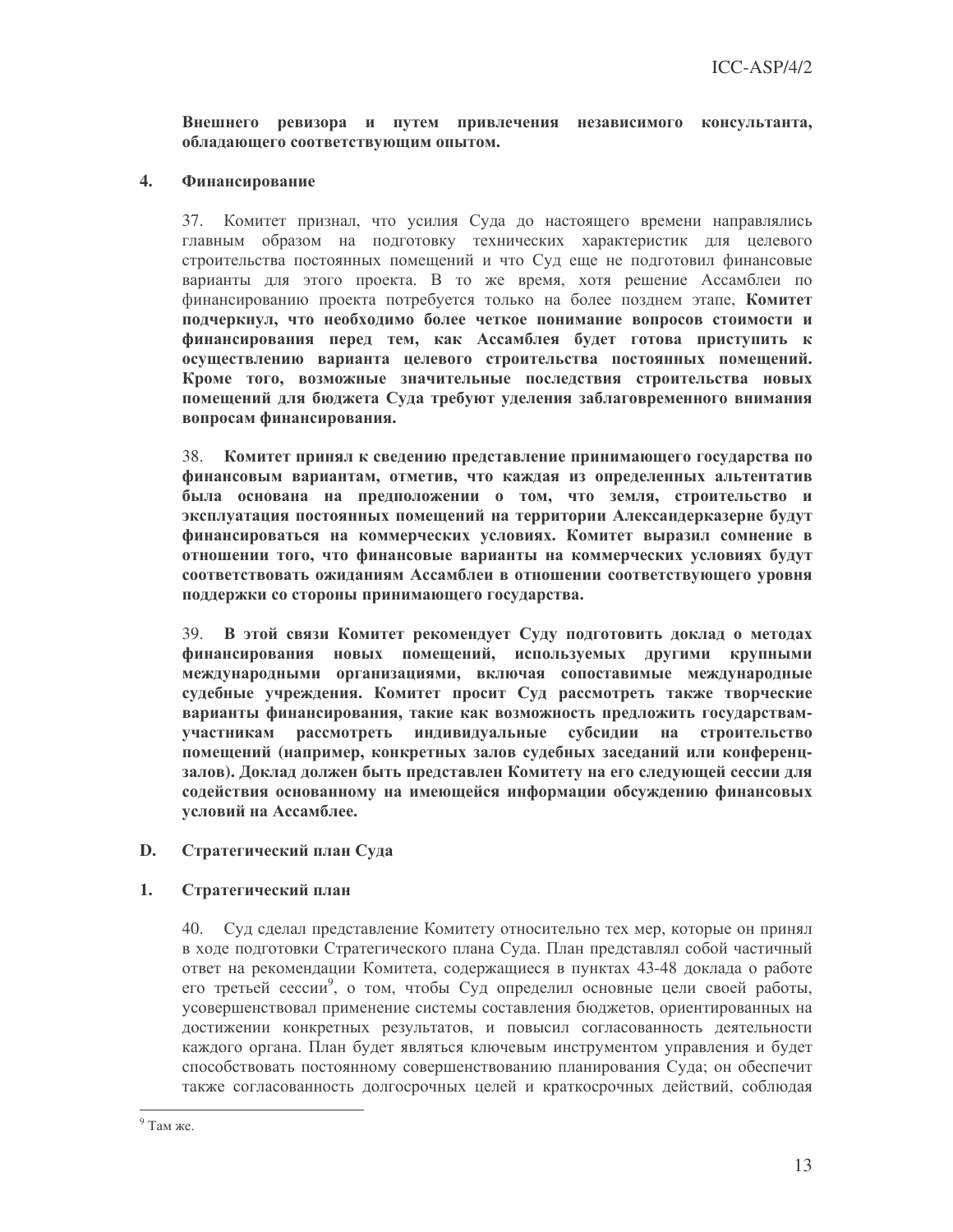**Внешнего ревизора и путем привлечения независимого консультанта, обладающего соответствующим опытом.**

### 4. Финансирование

37. Комитет признал, что усилия Суда до настоящего времени направлялись главным образом на подготовку технических характеристик для целевого строительства постоянных помещений и что Суд еще не подготовил финансовые варианты для этого проекта. В то же время, хотя решение Ассамблеи по финансированию проекта потребуется только на более позднем этапе, **Комитет подчеркнул, что необходимо более четкое понимание вопросов стоимости и финансирования перед тем, как Ассамблея будет готова приступить к осуществлению варианта целевого строительства постоянных помещений. Кроме того, возможные значительные последствия строительства новых помещений для бюджета Суда требуют уделения заблаговременного внимания вопросам финансирования.**

38. **Комитет принял к сведению представление принимающего государства по финансовым вариантам, отметив, что каждая из определенных альтентатив была основана на предположении о том, что земля, строительство и эксплуатация постоянных помещений на территории Александерказерне будут финансироваться на коммерческих условиях. Комитет выразил сомнение в отношении того, что финансовые варианты на коммерческих условиях будут соответствовать ожиданиям Ассамблеи в отношении соответствующего уровня поддержки со стороны принимающего государства.**

39. **В этой связи Комитет рекомендует Суду подготовить доклад о методах финансирования новых помещений, используемых другими крупными международными организациями, включая сопоставимые международные судебные учреждения. Комитет просит Суд рассмотреть также творческие варианты финансирования, такие как возможность предложить государствам-участникам рассмотреть индивидуальные субсидии на строительство помещений (например, конкретных залов судебных заседаний или конференц-залов). Доклад должен быть представлен Комитету на его следующей сессии для содействия основанному на имеющейся информации обсуждению финансовых условий на Ассамблее.**

## D. Стратегический план Суда

### 1. Стратегический план

40. Суд сделал представление Комитету относительно тех мер, которые он принял в ходе подготовки Стратегического плана Суда. План представлял собой частичный ответ на рекомендации Комитета, содержащиеся в пунктах 43-48 доклада о работе его третьей сессии[9], о том, чтобы Суд определил основные цели своей работы, усовершенствовал применение системы составления бюджетов, ориентированных на достижении конкретных результатов, и повысил согласованность деятельности каждого органа. План будет являться ключевым инструментом управления и будет способствовать постоянному совершенствованию планирования Суда; он обеспечит также согласованность долгосрочных целей и краткосрочных действий, соблюдая

---

[9] Там же.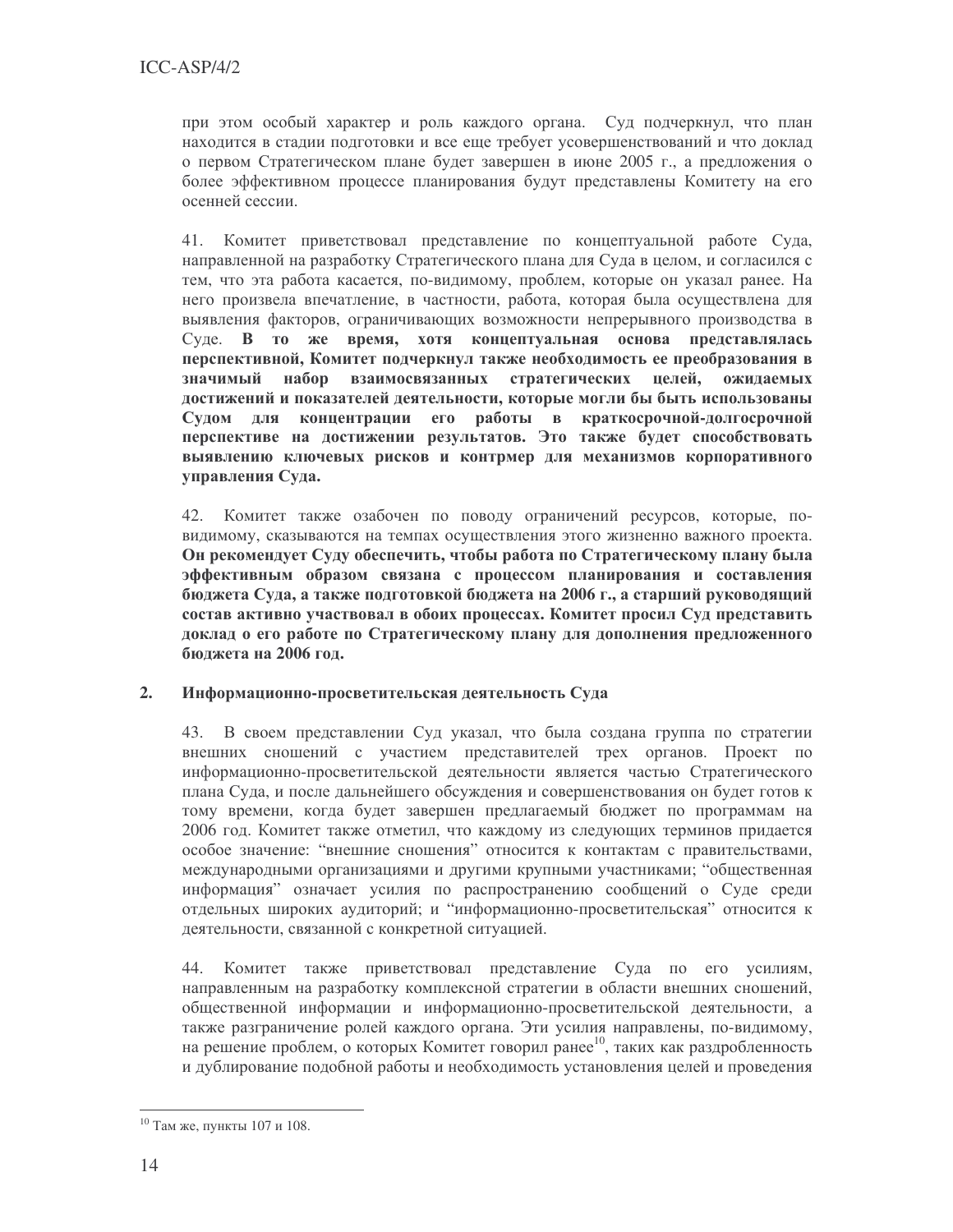при этом особый характер и роль каждого органа. Суд подчеркнул, что план находится в стадии подготовки и все еще требует усовершенствований и что доклад о первом Стратегическом плане будет завершен в июне 2005 г., а предложения о более эффективном процессе планирования будут представлены Комитету на его осенней сессии.

41. Комитет приветствовал представление по концептуальной работе Суда, направленной на разработку Стратегического плана для Суда в целом, и согласился с тем, что эта работа касается, по-видимому, проблем, которые он указал ранее. На него произвела впечатление, в частности, работа, которая была осуществлена для выявления факторов, ограничивающих возможности непрерывного производства в Суде. **В то же время, хотя концептуальная основа представлялась перспективной, Комитет подчеркнул также необходимость ее преобразования в значимый набор взаимосвязанных стратегических целей, ожидаемых достижений и показателей деятельности, которые могли бы быть использованы Судом для концентрации его работы в краткосрочной-долгосрочной перспективе на достижении результатов. Это также будет способствовать выявлению ключевых рисков и контрмер для механизмов корпоративного управления Суда.**

42. Комитет также озабочен по поводу ограничений ресурсов, которые, по-видимому, сказываются на темпах осуществления этого жизненно важного проекта. **Он рекомендует Суду обеспечить, чтобы работа по Стратегическому плану была эффективным образом связана с процессом планирования и составления бюджета Суда, а также подготовкой бюджета на 2006 г., а старший руководящий состав активно участвовал в обоих процессах. Комитет просил Суд представить доклад о его работе по Стратегическому плану для дополнения предложенного бюджета на 2006 год.**

### 2. Информационно-просветительская деятельность Суда

43. В своем представлении Суд указал, что была создана группа по стратегии внешних сношений с участием представителей трех органов. Проект по информационно-просветительской деятельности является частью Стратегического плана Суда, и после дальнейшего обсуждения и совершенствования он будет готов к тому времени, когда будет завершен предлагаемый бюджет по программам на 2006 год. Комитет также отметил, что каждому из следующих терминов придается особое значение: "внешние сношения" относится к контактам с правительствами, международными организациями и другими крупными участниками; "общественная информация" означает усилия по распространению сообщений о Суде среди отдельных широких аудиторий; и "информационно-просветительская" относится к деятельности, связанной с конкретной ситуацией.

44. Комитет также приветствовал представление Суда по его усилиям, направленным на разработку комплексной стратегии в области внешних сношений, общественной информации и информационно-просветительской деятельности, а также разграничение ролей каждого органа. Эти усилия направлены, по-видимому, на решение проблем, о которых Комитет говорил ранее[10], таких как раздробленность и дублирование подобной работы и необходимость установления целей и проведения

---

[10] Там же, пункты 107 и 108.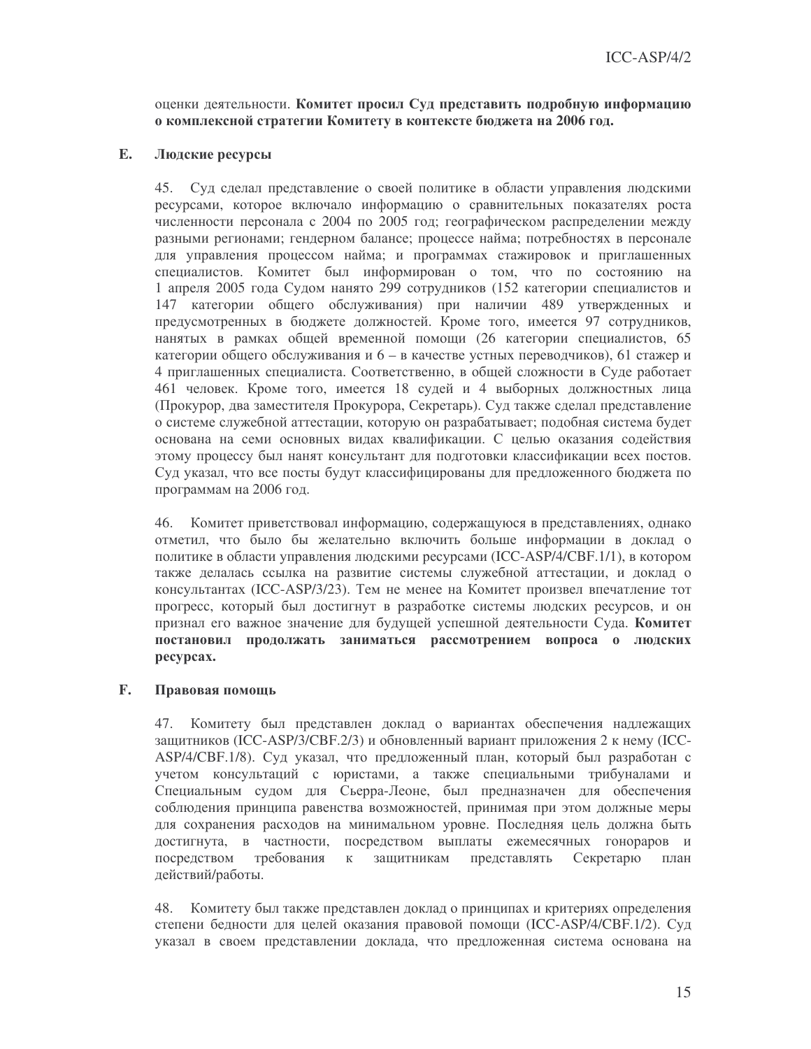оценки деятельности. **Комитет просил Суд представить подробную информацию о комплексной стратегии Комитету в контексте бюджета на 2006 год.**

## E. Людские ресурсы

45. Суд сделал представление о своей политике в области управления людскими ресурсами, которое включало информацию о сравнительных показателях роста численности персонала с 2004 по 2005 год; географическом распределении между разными регионами; гендерном балансе; процессе найма; потребностях в персонале для управления процессом найма; и программах стажировок и приглашенных специалистов. Комитет был информирован о том, что по состоянию на 1 апреля 2005 года Судом нанято 299 сотрудников (152 категории специалистов и 147 категории общего обслуживания) при наличии 489 утвержденных и предусмотренных в бюджете должностей. Кроме того, имеется 97 сотрудников, нанятых в рамках общей временной помощи (26 категории специалистов, 65 категории общего обслуживания и 6 – в качестве устных переводчиков), 61 стажер и 4 приглашенных специалиста. Соответственно, в общей сложности в Суде работает 461 человек. Кроме того, имеется 18 судей и 4 выборных должностных лица (Прокурор, два заместителя Прокурора, Секретарь). Суд также сделал представление о системе служебной аттестации, которую он разрабатывает; подобная система будет основана на семи основных видах квалификации. С целью оказания содействия этому процессу был нанят консультант для подготовки классификации всех постов. Суд указал, что все посты будут классифицированы для предложенного бюджета по программам на 2006 год.

46. Комитет приветствовал информацию, содержащуюся в представлениях, однако отметил, что было бы желательно включить больше информации в доклад о политике в области управления людскими ресурсами (ICC-ASP/4/CBF.1/1), в котором также делалась ссылка на развитие системы служебной аттестации, и доклад о консультантах (ICC-ASP/3/23). Тем не менее на Комитет произвел впечатление тот прогресс, который был достигнут в разработке системы людских ресурсов, и он признал его важное значение для будущей успешной деятельности Суда. **Комитет постановил продолжать заниматься рассмотрением вопроса о людских ресурсах.**

## F. Правовая помощь

47. Комитету был представлен доклад о вариантах обеспечения надлежащих защитников (ICC-ASP/3/CBF.2/3) и обновленный вариант приложения 2 к нему (ICC-ASP/4/CBF.1/8). Суд указал, что предложенный план, который был разработан с учетом консультаций с юристами, а также специальными трибуналами и Специальным судом для Сьерра-Леоне, был предназначен для обеспечения соблюдения принципа равенства возможностей, принимая при этом должные меры для сохранения расходов на минимальном уровне. Последняя цель должна быть достигнута, в частности, посредством выплаты ежемесячных гонораров и посредством требования к защитникам представлять Секретарю план действий/работы.

48. Комитету был также представлен доклад о принципах и критериях определения степени бедности для целей оказания правовой помощи (ICC-ASP/4/CBF.1/2). Суд указал в своем представлении доклада, что предложенная система основана на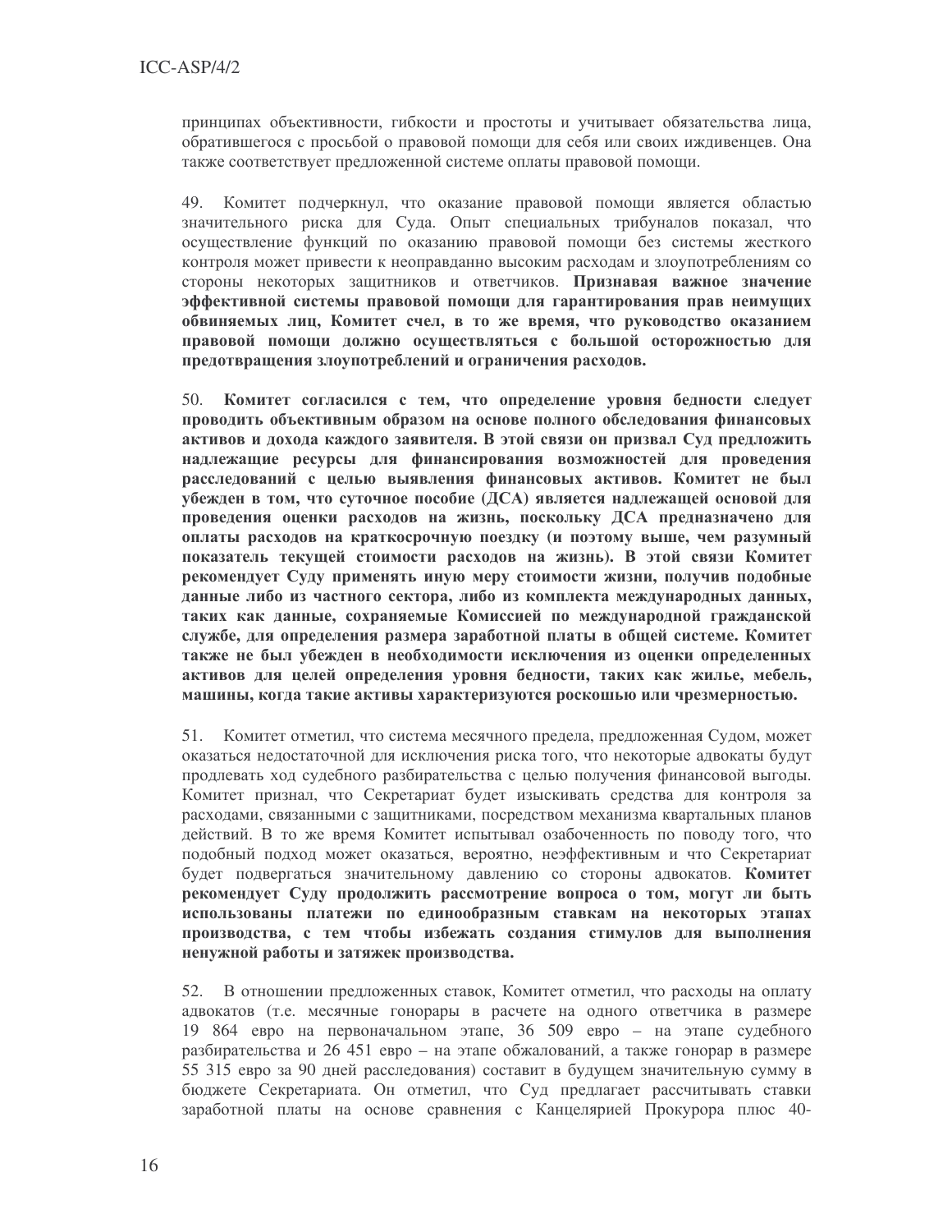принципах объективности, гибкости и простоты и учитывает обязательства лица, обратившегося с просьбой о правовой помощи для себя или своих иждивенцев. Она также соответствует предложенной системе оплаты правовой помощи.

49. Комитет подчеркнул, что оказание правовой помощи является областью значительного риска для Суда. Опыт специальных трибуналов показал, что осуществление функций по оказанию правовой помощи без системы жесткого контроля может привести к неоправданно высоким расходам и злоупотреблениям со стороны некоторых защитников и ответчиков. **Признавая важное значение эффективной системы правовой помощи для гарантирования прав неимущих обвиняемых лиц, Комитет счел, в то же время, что руководство оказанием правовой помощи должно осуществляться с большой осторожностью для предотвращения злоупотреблений и ограничения расходов.**

50. **Комитет согласился с тем, что определение уровня бедности следует проводить объективным образом на основе полного обследования финансовых активов и дохода каждого заявителя. В этой связи он призвал Суд предложить надлежащие ресурсы для финансирования возможностей для проведения расследований с целью выявления финансовых активов. Комитет не был убежден в том, что суточное пособие (ДСА) является надлежащей основой для проведения оценки расходов на жизнь, поскольку ДСА предназначено для оплаты расходов на краткосрочную поездку (и поэтому выше, чем разумный показатель текущей стоимости расходов на жизнь). В этой связи Комитет рекомендует Суду применять иную меру стоимости жизни, получив подобные данные либо из частного сектора, либо из комплекта международных данных, таких как данные, сохраняемые Комиссией по международной гражданской службе, для определения размера заработной платы в общей системе. Комитет также не был убежден в необходимости исключения из оценки определенных активов для целей определения уровня бедности, таких как жилье, мебель, машины, когда такие активы характеризуются роскошью или чрезмерностью.**

51. Комитет отметил, что система месячного предела, предложенная Судом, может оказаться недостаточной для исключения риска того, что некоторые адвокаты будут продлевать ход судебного разбирательства с целью получения финансовой выгоды. Комитет признал, что Секретариат будет изыскивать средства для контроля за расходами, связанными с защитниками, посредством механизма квартальных планов действий. В то же время Комитет испытывал озабоченность по поводу того, что подобный подход может оказаться, вероятно, неэффективным и что Секретариат будет подвергаться значительному давлению со стороны адвокатов. **Комитет рекомендует Суду продолжить рассмотрение вопроса о том, могут ли быть использованы платежи по единообразным ставкам на некоторых этапах производства, с тем чтобы избежать создания стимулов для выполнения ненужной работы и затяжек производства.**

52. В отношении предложенных ставок, Комитет отметил, что расходы на оплату адвокатов (т.е. месячные гонорары в расчете на одного ответчика в размере 19 864 евро на первоначальном этапе, 36 509 евро – на этапе судебного разбирательства и 26 451 евро – на этапе обжалований, а также гонорар в размере 55 315 евро за 90 дней расследования) составит в будущем значительную сумму в бюджете Секретариата. Он отметил, что Суд предлагает рассчитывать ставки заработной платы на основе сравнения с Канцелярией Прокурора плюс 40-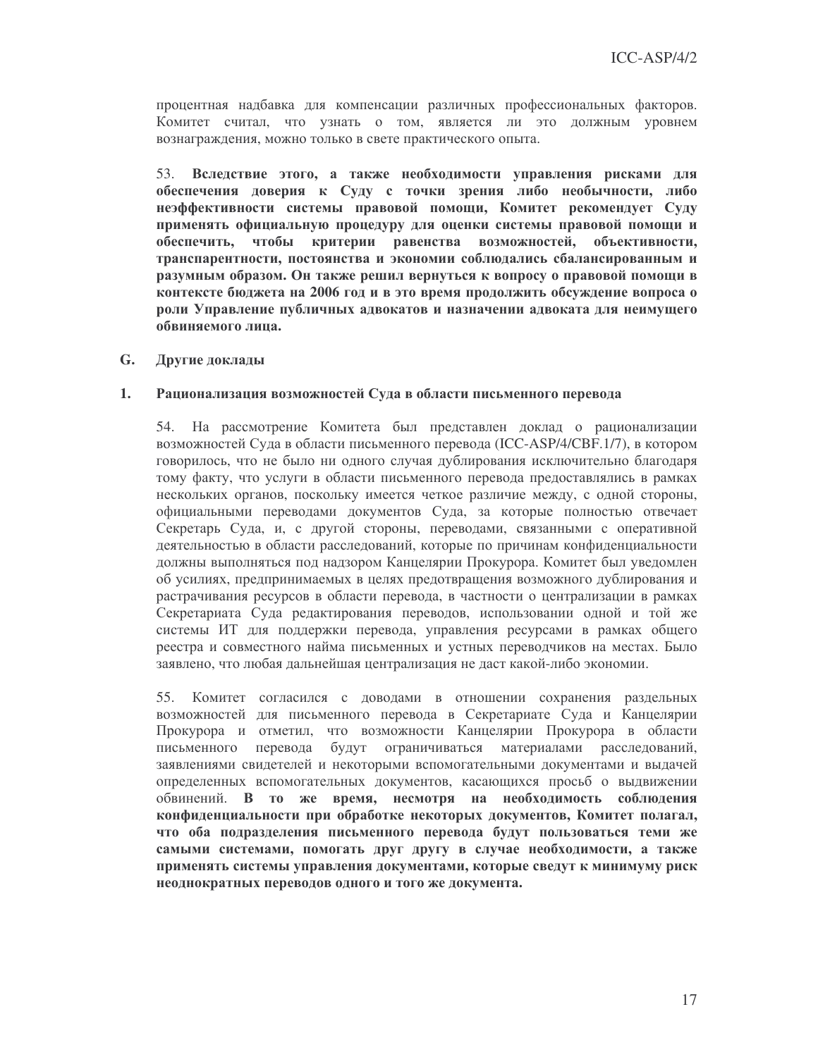процентная надбавка для компенсации различных профессиональных факторов. Комитет считал, что узнать о том, является ли это должным уровнем вознаграждения, можно только в свете практического опыта.

53. **Вследствие этого, а также необходимости управления рисками для обеспечения доверия к Суду с точки зрения либо необычности, либо неэффективности системы правовой помощи, Комитет рекомендует Суду применять официальную процедуру для оценки системы правовой помощи и обеспечить, чтобы критерии равенства возможностей, объективности, транспарентности, постоянства и экономии соблюдались сбалансированным и разумным образом. Он также решил вернуться к вопросу о правовой помощи в контексте бюджета на 2006 год и в это время продолжить обсуждение вопроса о роли Управление публичных адвокатов и назначении адвоката для неимущего обвиняемого лица.**

## G. Другие доклады

### 1. Рационализация возможностей Суда в области письменного перевода

54. На рассмотрение Комитета был представлен доклад о рационализации возможностей Суда в области письменного перевода (ICC-ASP/4/CBF.1/7), в котором говорилось, что не было ни одного случая дублирования исключительно благодаря тому факту, что услуги в области письменного перевода предоставлялись в рамках нескольких органов, поскольку имеется четкое различие между, с одной стороны, официальными переводами документов Суда, за которые полностью отвечает Секретарь Суда, и, с другой стороны, переводами, связанными с оперативной деятельностью в области расследований, которые по причинам конфиденциальности должны выполняться под надзором Канцелярии Прокурора. Комитет был уведомлен об усилиях, предпринимаемых в целях предотвращения возможного дублирования и растрачивания ресурсов в области перевода, в частности о централизации в рамках Секретариата Суда редактирования переводов, использовании одной и той же системы ИТ для поддержки перевода, управления ресурсами в рамках общего реестра и совместного найма письменных и устных переводчиков на местах. Было заявлено, что любая дальнейшая централизация не даст какой-либо экономии.

55. Комитет согласился с доводами в отношении сохранения раздельных возможностей для письменного перевода в Секретариате Суда и Канцелярии Прокурора и отметил, что возможности Канцелярии Прокурора в области письменного перевода будут ограничиваться материалами расследований, заявлениями свидетелей и некоторыми вспомогательными документами и выдачей определенных вспомогательных документов, касающихся просьб о выдвижении обвинений. **В то же время, несмотря на необходимость соблюдения конфиденциальности при обработке некоторых документов, Комитет полагал, что оба подразделения письменного перевода будут пользоваться теми же самыми системами, помогать друг другу в случае необходимости, а также применять системы управления документами, которые сведут к минимуму риск неоднократных переводов одного и того же документа.**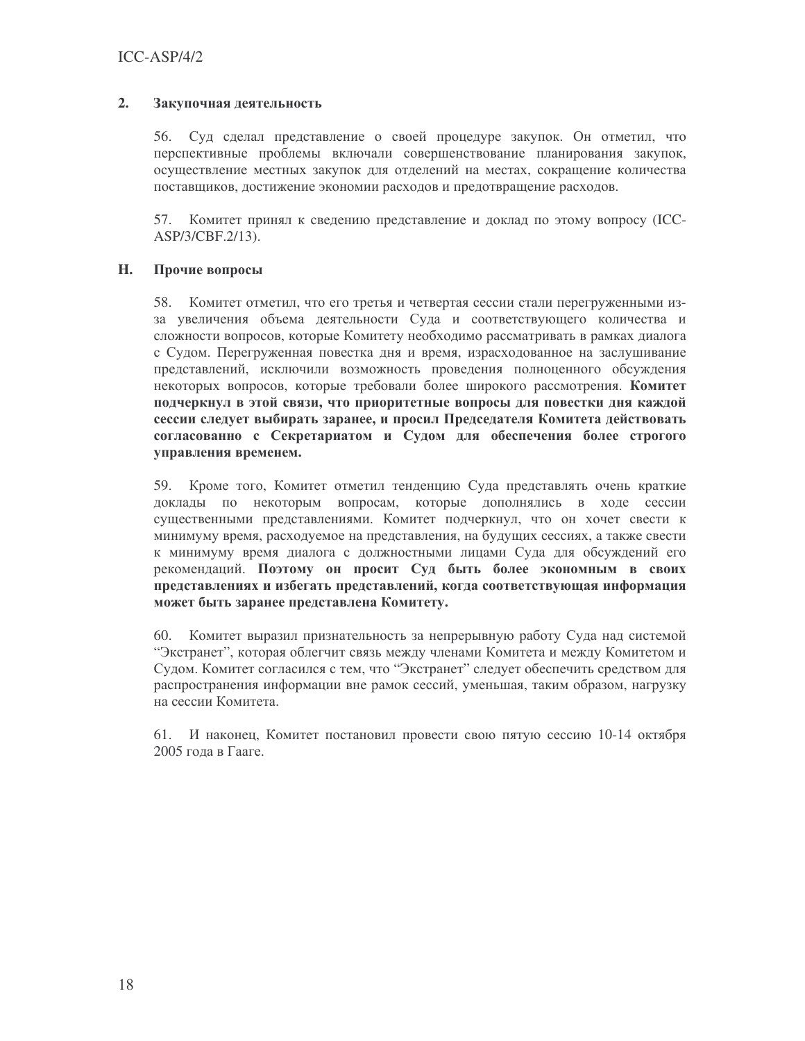### 2. Закупочная деятельность

56. Суд сделал представление о своей процедуре закупок. Он отметил, что перспективные проблемы включали совершенствование планирования закупок, осуществление местных закупок для отделений на местах, сокращение количества поставщиков, достижение экономии расходов и предотвращение расходов.

57. Комитет принял к сведению представление и доклад по этому вопросу (ICC-ASP/3/CBF.2/13).

## H. Прочие вопросы

58. Комитет отметил, что его третья и четвертая сессии стали перегруженными из-за увеличения объема деятельности Суда и соответствующего количества и сложности вопросов, которые Комитету необходимо рассматривать в рамках диалога с Судом. Перегруженная повестка дня и время, израсходованное на заслушивание представлений, исключили возможность проведения полноценного обсуждения некоторых вопросов, которые требовали более широкого рассмотрения. **Комитет подчеркнул в этой связи, что приоритетные вопросы для повестки дня каждой сессии следует выбирать заранее, и просил Председателя Комитета действовать согласованно с Секретариатом и Судом для обеспечения более строгого управления временем.**

59. Кроме того, Комитет отметил тенденцию Суда представлять очень краткие доклады по некоторым вопросам, которые дополнялись в ходе сессии существенными представлениями. Комитет подчеркнул, что он хочет свести к минимуму время, расходуемое на представления, на будущих сессиях, а также свести к минимуму время диалога с должностными лицами Суда для обсуждений его рекомендаций. **Поэтому он просит Суд быть более экономным в своих представлениях и избегать представлений, когда соответствующая информация может быть заранее представлена Комитету.**

60. Комитет выразил признательность за непрерывную работу Суда над системой "Экстранет", которая облегчит связь между членами Комитета и между Комитетом и Судом. Комитет согласился с тем, что "Экстранет" следует обеспечить средством для распространения информации вне рамок сессий, уменьшая, таким образом, нагрузку на сессии Комитета.

61. И наконец, Комитет постановил провести свою пятую сессию 10-14 октября 2005 года в Гааге.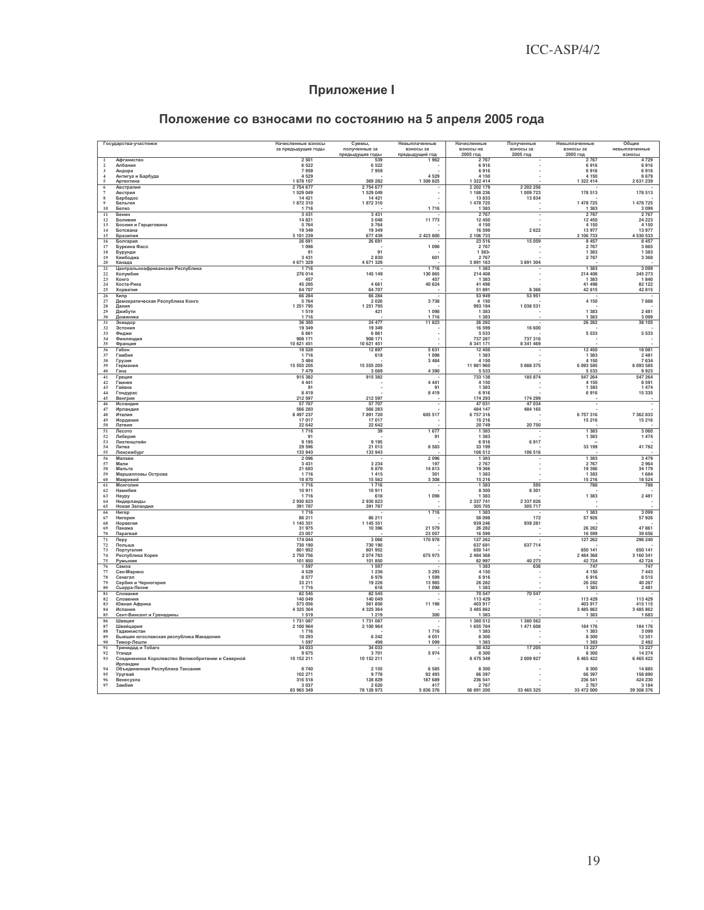# Приложение I

## Положение со взносами по состоянию на 5 апреля 2005 года

| | Государства-участники | Начисленные взносы за предыдущие годы | Суммы, полученные за предыдущие годы | Невыплаченные взносы за предыдущий год | Начисленные взносы на 2005 год | Полученные взносы за 2005 год | Невыплаченные взносы за 2005 год | Общие невыплаченные взносы |
|---|---|---|---|---|---|---|---|---|
| 1 | Афганистан | 2 501 | 539 | 1 962 | 2 767 | - | 2 767 | 4 729 |
| 2 | Албания | 6 522 | 6 522 | - | 6 916 | - | 6 916 | 6 916 |
| 3 | Андора | 7 959 | 7 959 | - | 6 916 | - | 6 916 | 6 916 |
| 4 | Антигуа и Барбуда | 4 529 | - | 4 529 | 4 150 | - | 4 150 | 8 679 |
| 5 | Аргентина | 1 678 107 | 369 282 | 1 308 825 | 1 322 414 | - | 1 322 414 | 2 631 239 |
| 6 | Австралия | 2 754 677 | 2 754 677 | - | 2 202 179 | 2 202 256 | - | - |
| 7 | Австрия | 1 529 049 | 1 529 049 | - | 1 188 236 | 1 009 723 | 178 513 | 178 513 |
| 8 | Барбадос | 14 421 | 14 421 | - | 13 833 | 13 834 | - | - |
| 9 | Бельгия | 1 872 310 | 1 872 310 | - | 1 478 725 | - | 1 478 725 | 1 478 725 |
| 10 | Белиз | 1 716 | - | 1 716 | 1 383 | - | 1 383 | 3 099 |
| 11 | Бенин | 3 431 | 3 431 | - | 2 767 | - | 2 767 | 2 767 |
| 12 | Боливия | 14 821 | 3 048 | 11 773 | 12 450 | - | 12 450 | 24 223 |
| 13 | Босния и Герцеговина | 5 764 | 5 764 | - | 4 150 | - | 4 150 | 4 150 |
| 14 | Ботсвана | 19 349 | 19 349 | - | 16 599 | 2 622 | 13 977 | 13 977 |
| 15 | Бразилия | 3 101 239 | 677 439 | 2 423 800 | 2 106 733 | - | 2 106 733 | 4 530 533 |
| 16 | Болгария | 26 691 | 26 691 | - | 23 516 | 15 059 | 8 457 | 8 457 |
| 17 | Буркина Фасо | 1 098 | - | 1 098 | 2 767 | - | 2 767 | 3 865 |
| 18 | Бурунди | 91 | 91 | - | 1 383- | - | 1 383 | 1 383 |
| 19 | Камбоджа | 3 431 | 2 830 | 601 | 2 767 | - | 2 767 | 3 368 |
| 20 | Канада | 4 671 329 | 4 671 329 | - | 3 891 163 | 3 891 304 | - | - |
| 21 | Центральноафриканская Республика | 1 716 | - | 1 716 | 1 383 | - | 1 383 | 3 099 |
| 22 | Колумбия | 276 014 | 145 149 | 130 865 | 214 408 | - | 214 408 | 345 273 |
| 23 | Конго | 457 | - | 457 | 1 383 | - | 1 383 | 1 840 |
| 24 | Коста-Рика | 45 285 | 4 661 | 40 624 | 41 498 | - | 41 498 | 82 122 |
| 25 | Хорватия | 64 707 | 64 707 | - | 51 891 | 8 366 | 42 815 | 42 815 |
| 26 | Кипр | 66 284 | 66 284 | - | 53 949 | 53 951 | - | - |
| 27 | Демократическая Республика Конго | 5 764 | 2 026 | 3 738 | 4 150 | - | 4 150 | 7 888 |
| 28 | Дания | 1 251 795 | 1 251 795 | - | 993 194 | 1 038 531 | - | - |
| 29 | Джибути | 1 519 | 421 | 1 098 | 1 383 | - | 1 383 | 2 481 |
| 30 | Доминика | 1 716 | - | 1 716 | 1 383 | - | 1 383 | 3 099 |
| 31 | Эквадор | 36 300 | 24 477 | 11 823 | 26 282 | - | 26 282 | 38 105 |
| 32 | Эстония | 19 349 | 19 349 | - | 16 599 | 16 600 | - | - |
| 33 | Фиджи | 6 861 | 6 861 | - | 5 533 | - | 5 533 | 5 533 |
| 34 | Финляндия | 908 171 | 908 171 | - | 737 287 | 737 316 | - | - |
| 35 | Франция | 10 621 451 | 10 621 451 | - | 8 341 171 | 8 341 469 | - | - |
| 36 | Габон | 18 528 | 12 897 | 5 631 | 12 450 | - | 12 450 | 18 081 |
| 37 | Гамбия | 1 716 | 618 | 1 098 | 1 383 | - | 1 383 | 2 481 |
| 38 | Грузия | 3 484 | - | 3 484 | 4 150 | - | 4 150 | 7 634 |
| 39 | Германия | 15 555 205 | 15 555 205 | - | 11 981 960 | 5 888 375 | 6 093 585 | 6 093 585 |
| 40 | Гана | 7 479 | 3 089 | 4 390 | 5 533 | - | 5 533 | 9 923 |
| 41 | Греция | 915 382 | 915 382 | - | 733 138 | 185 874 | 547 264 | 547 264 |
| 42 | Гвинея | 4 441 | - | 4 441 | 4 150 | - | 4 150 | 8 591 |
| 43 | Гайана | 91 | - | 91 | 1 383 | - | 1 383 | 1 474 |
| 44 | Гондурас | 8 419 | - | 8 419 | 6 916 | - | 6 916 | 15 335 |
| 45 | Венгрия | 212 597 | 212 597 | - | 174 293 | 174 299 | - | - |
| 46 | Исландия | 57 707 | 57 707 | - | 47 031 | 47 034 | - | - |
| 47 | Ирландия | 566 283 | 566 283 | - | 484 147 | 484 165 | - | - |
| 48 | Италия | 8 497 237 | 7 891 720 | 605 517 | 6 757 316 | - | 6 757 316 | 7 362 833 |
| 49 | Иордания | 17 017 | 17 017 | - | 15 216 | - | 15 216 | 15 216 |
| 50 | Латвия | 22 642 | 22 642 | - | 20 749 | 20 750 | - | - |
| 51 | Лесото | 1 716 | 39 | 1 677 | 1 383 | - | 1 383 | 3 060 |
| 52 | Либерия | 91 | - | 91 | 1 383 | - | 1 383 | 1 474 |
| 53 | Лихтенштейн | 9 195 | 9 195 | - | 6 916 | 6 917 | - | - |
| 54 | Литва | 29 596 | 21 013 | 8 583 | 33 199 | - | 33 199 | 41 782 |
| 55 | Люксембург | 133 943 | 133 943 | - | 106 512 | 106 516 | - | - |
| 56 | Малави | 2 096 | - | 2 096 | 1 383 | - | 1 383 | 3 479 |
| 57 | Мали | 3 431 | 3 234 | 197 | 2 767 | - | 2 767 | 2 964 |
| 58 | Мальта | 21 683 | 6 870 | 14 813 | 19 366 | - | 19 366 | 34 179 |
| 59 | Маршалловы Острова | 1 716 | 1 415 | 301 | 1 383 | - | 1 383 | 1 684 |
| 60 | Маврикий | 18 870 | 15 562 | 3 308 | 15 216 | - | 15 216 | 18 524 |
| 61 | Монголия | 1 716 | 1 716 | - | 1 383 | 595 | 788 | 788 |
| 62 | Намибия | 10 911 | 10 911 | - | 8 300 | 8 301 | - | - |
| 63 | Науру | 1 716 | 618 | 1 098 | 1 383 | - | 1 383 | 2 481 |
| 64 | Нидерланды | 2 930 823 | 2 930 823 | - | 2 337 741 | 2 337 826 | - | - |
| 65 | Новая Зеландия | 391 787 | 391 787 | - | 305 705 | 305 717 | - | - |
| 66 | Нигер | 1 716 | - | 1 716 | 1 383 | - | 1 383 | 3 099 |
| 67 | Нигерия | 86 211 | 86 211 | - | 58 098 | 172 | 57 926 | 57 926 |
| 68 | Норвегия | 1 145 351 | 1 145 351 | - | 939 246 | 939 281 | - | - |
| 69 | Панама | 31 975 | 10 396 | 21 579 | 26 282 | - | 26 282 | 47 861 |
| 70 | Парагвай | 23 057 | - | 23 057 | 16 599 | - | 16 599 | 39 656 |
| 71 | Перу | 174 044 | 3 066 | 170 978 | 127 262 | - | 127 262 | 298 240 |
| 72 | Польша | 730 190 | 730 190 | - | 637 691 | 637 714 | - | - |
| 73 | Португалия | 801 952 | 801 952 | - | 650 141 | - | 650 141 | 650 141 |
| 74 | Республика Корея | 2 750 756 | 2 074 783 | 675 973 | 2 484 368 | - | 2 484 368 | 3 160 341 |
| 75 | Румыния | 101 850 | 101 850 | - | 82 997 | 40 273 | 42 724 | 42 724 |
| 76 | Самоа | 1 597 | 1 597 | - | 1 383 | 636 | 747 | 747 |
| 77 | Сан-Марино | 4 529 | 1 236 | 3 293 | 4 150 | - | 4 150 | 7 443 |
| 78 | Сенегал | 8 577 | 6 978 | 1 599 | 6 916 | - | 6 916 | 8 515 |
| 79 | Сербия и Черногория | 33 211 | 19 226 | 13 985 | 26 282 | - | 26 282 | 40 267 |
| 80 | Сьерра-Леоне | 1 716 | 618 | 1 098 | 1 383 | - | 1 383 | 2 481 |
| 81 | Словакия | 82 545 | 82 545 | - | 70 547 | 70 547 | - | - |
| 82 | Словения | 140 049 | 140 049 | - | 113 429 | - | 113 429 | 113 429 |
| 83 | Южная Африка | 573 056 | 561 858 | 11 198 | 403 917 | - | 403 917 | 415 115 |
| 84 | Испания | 4 325 364 | 4 325 364 | - | 3 485 862 | - | 3 485 862 | 3 485 862 |
| 85 | Сент-Винсент и Гренадины | 1 519 | 1 219 | 300 | 1 383 | - | 1 383 | 1 683 |
| 86 | Швеция | 1 731 087 | 1 731 087 | - | 1 380 512 | 1 380 562 | - | - |
| 87 | Швейцария | 2 100 964 | 2 100 964 | - | 1 655 784 | 1 471 608 | 184 176 | 184 176 |
| 88 | Таджикистан | 1 716 | - | 1 716 | 1 383 | - | 1 383 | 3 099 |
| 89 | Бывшая югославская республика Македония | 10 293 | 6 242 | 4 051 | 8 300 | - | 8 300 | 12 351 |
| 90 | Тимор-Лешти | 1 597 | 498 | 1 099 | 1 383 | - | 1 383 | 2 482 |
| 91 | Тринидад и Тобаго | 34 033 | 34 033 | - | 30 432 | 17 205 | 13 227 | 13 227 |
| 92 | Уганда | 9 675 | 3 701 | 5 974 | 8 300 | - | 8 300 | 14 274 |
| 93 | Соединенное Королевство Великобритании и Северной Ирландии | 10 152 211 | 10 152 211 | - | 8 475 349 | 2 009 927 | 6 465 422 | 6 465 422 |
| 94 | Объединенная Республика Танзания | 8 740 | 2 155 | 6 585 | 8 300 | - | 8 300 | 14 885 |
| 95 | Уругвай | 102 271 | 9 778 | 92 493 | 66 397 | - | 66 397 | 158 890 |
| 96 | Венесуэла | 316 518 | 128 829 | 187 689 | 236 541 | - | 236 541 | 424 230 |
| 97 | Замбия | 3 037 | 2 620 | 417 | 2 767 | - | 2 767 | 3 184 |
| | | 83 965 349 | 78 128 973 | 5 836 376 | 66 891 200 | 33 465 325 | 33 472 000 | 39 308 376 |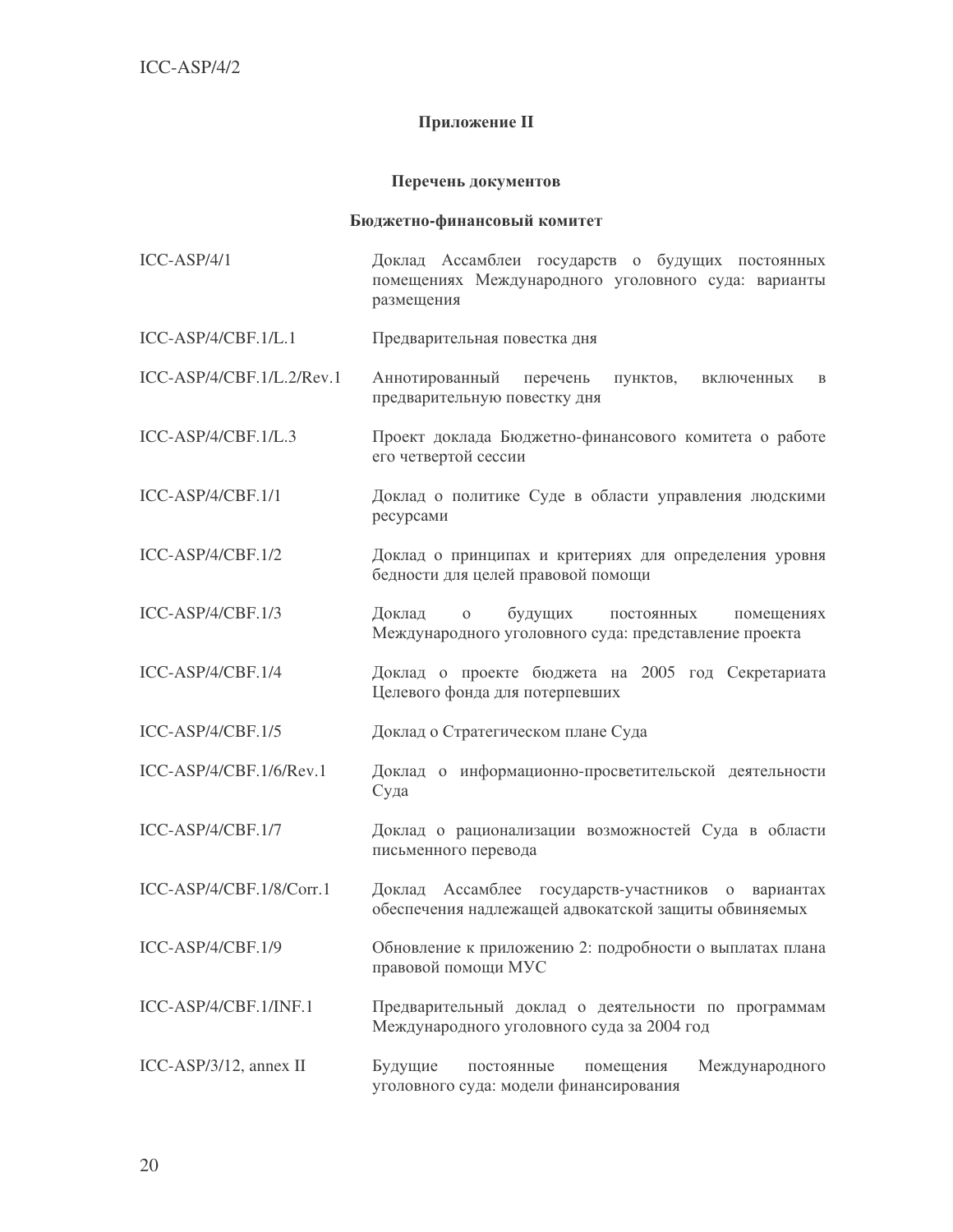## Приложение II

### Перечень документов

### Бюджетно-финансовый комитет

| | |
|---|---|
| ICC-ASP/4/1 | Доклад Ассамблеи государств о будущих постоянных помещениях Международного уголовного суда: варианты размещения |
| ICC-ASP/4/CBF.1/L.1 | Предварительная повестка дня |
| ICC-ASP/4/CBF.1/L.2/Rev.1 | Аннотированный перечень пунктов, включенных в предварительную повестку дня |
| ICC-ASP/4/CBF.1/L.3 | Проект доклада Бюджетно-финансового комитета о работе его четвертой сессии |
| ICC-ASP/4/CBF.1/1 | Доклад о политике Суде в области управления людскими ресурсами |
| ICC-ASP/4/CBF.1/2 | Доклад о принципах и критериях для определения уровня бедности для целей правовой помощи |
| ICC-ASP/4/CBF.1/3 | Доклад о будущих постоянных помещениях Международного уголовного суда: представление проекта |
| ICC-ASP/4/CBF.1/4 | Доклад о проекте бюджета на 2005 год Секретариата Целевого фонда для потерпевших |
| ICC-ASP/4/CBF.1/5 | Доклад о Стратегическом плане Суда |
| ICC-ASP/4/CBF.1/6/Rev.1 | Доклад о информационно-просветительской деятельности Суда |
| ICC-ASP/4/CBF.1/7 | Доклад о рационализации возможностей Суда в области письменного перевода |
| ICC-ASP/4/CBF.1/8/Corr.1 | Доклад Ассамблее государств-участников о вариантах обеспечения надлежащей адвокатской защиты обвиняемых |
| ICC-ASP/4/CBF.1/9 | Обновление к приложению 2: подробности о выплатах плана правовой помощи МУС |
| ICC-ASP/4/CBF.1/INF.1 | Предварительный доклад о деятельности по программам Международного уголовного суда за 2004 год |
| ICC-ASP/3/12, annex II | Будущие постоянные помещения Международного уголовного суда: модели финансирования |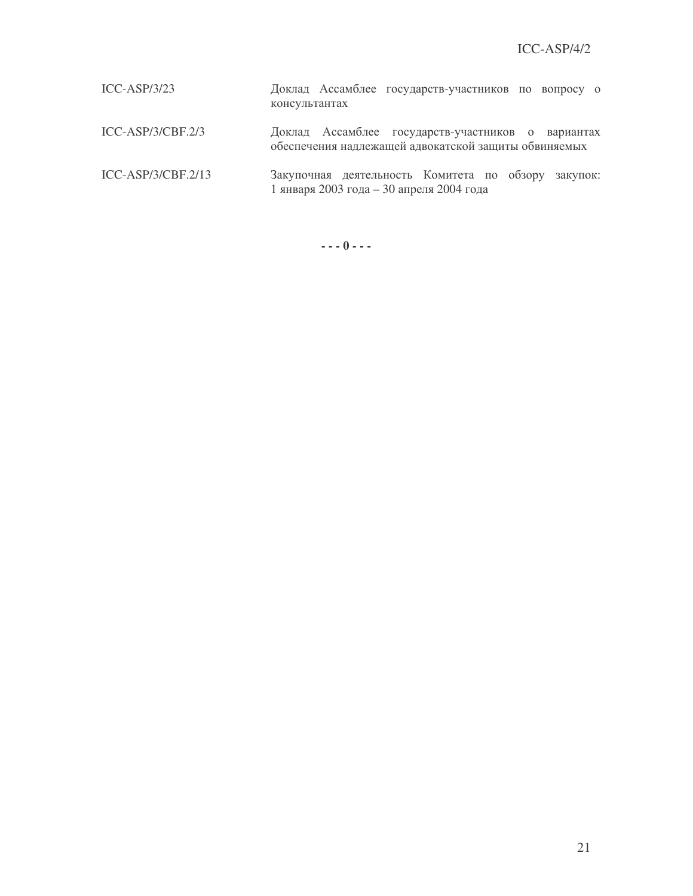| | |
|---|---|
| ICC-ASP/3/23 | Доклад Ассамблее государств-участников по вопросу о консультантах |
| ICC-ASP/3/CBF.2/3 | Доклад Ассамблее государств-участников о вариантах обеспечения надлежащей адвокатской защиты обвиняемых |
| ICC-ASP/3/CBF.2/13 | Закупочная деятельность Комитета по обзору закупок: 1 января 2003 года – 30 апреля 2004 года |

**- - - 0 - - -**